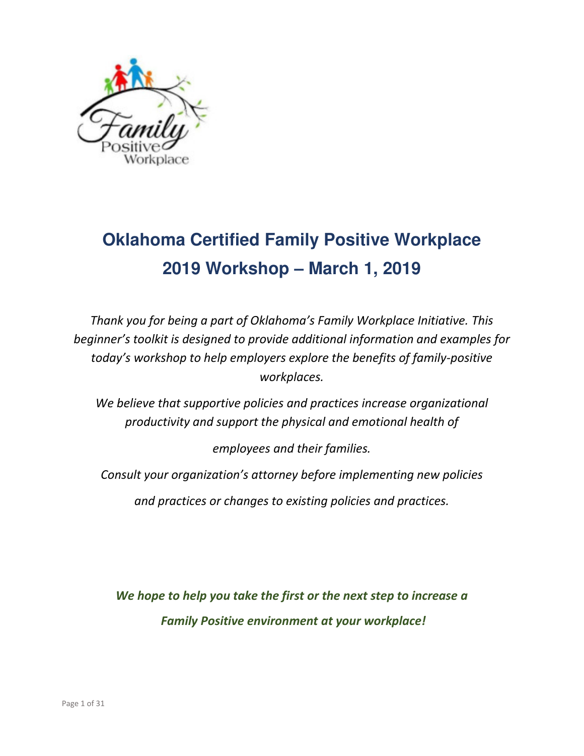# Oklahoma Certified Family Positive Workplace

# 2019 Workshop – March 1, 2019

*Thank you for being a part of Oklahoma's Family Workplace Initiative. This beginner's toolkit is designed to provide additional information and examples for today's workshop to help employers explore the benefits of family-positive workplaces.*

*We believe that supportive policies and practices increase organizational productivity and support the physical and emotional health of employees and their families.*

*Consult your organization's attorney before implementing new policies and practices or changes to existing policies and practices.*

***We hope to help you take the first or the next step to increase a Family Positive environment at your workplace!***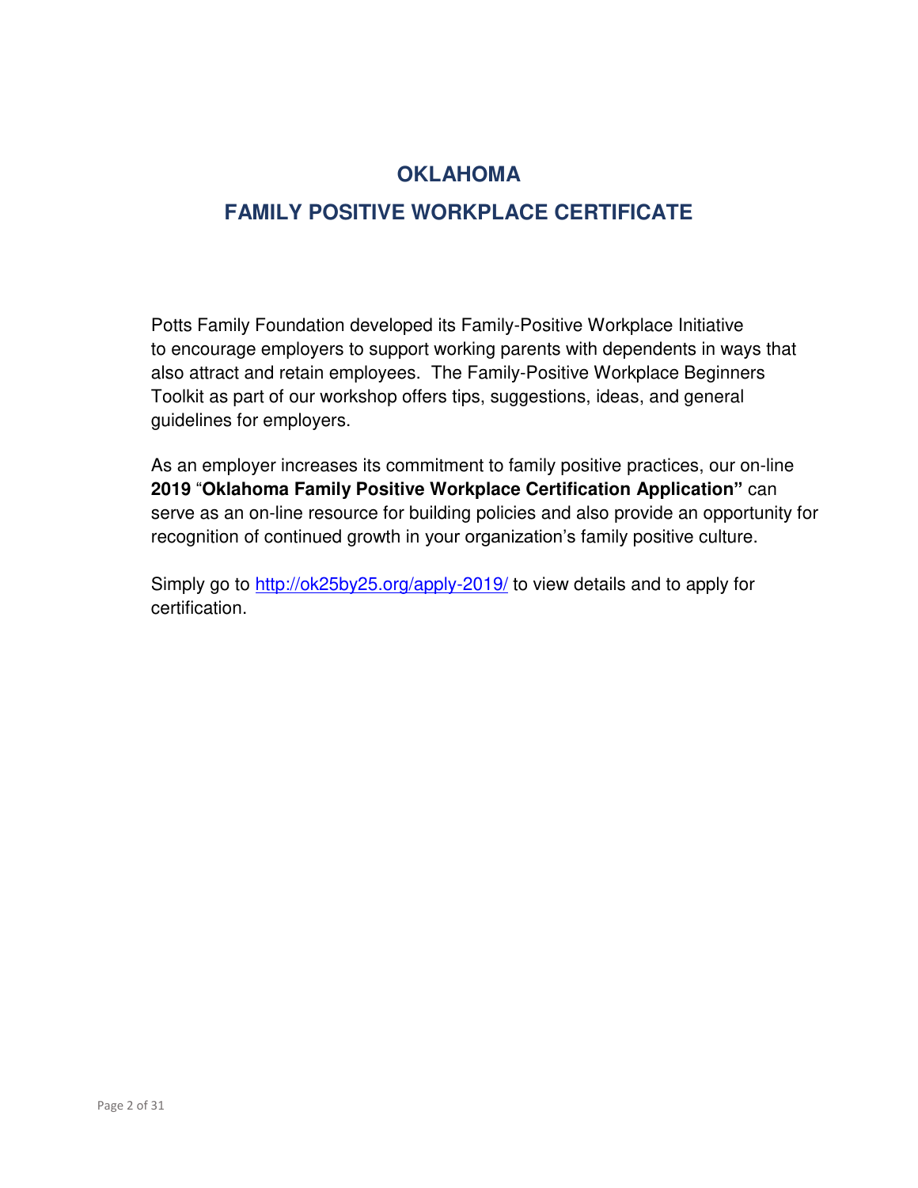# OKLAHOMA

# FAMILY POSITIVE WORKPLACE CERTIFICATE

Potts Family Foundation developed its Family-Positive Workplace Initiative to encourage employers to support working parents with dependents in ways that also attract and retain employees. The Family-Positive Workplace Beginners Toolkit as part of our workshop offers tips, suggestions, ideas, and general guidelines for employers.

As an employer increases its commitment to family positive practices, our on-line **2019** "**Oklahoma Family Positive Workplace Certification Application"** can serve as an on-line resource for building policies and also provide an opportunity for recognition of continued growth in your organization's family positive culture.

Simply go to [http://ok25by25.org/apply-2019/](http://ok25by25.org/apply-2019/) to view details and to apply for certification.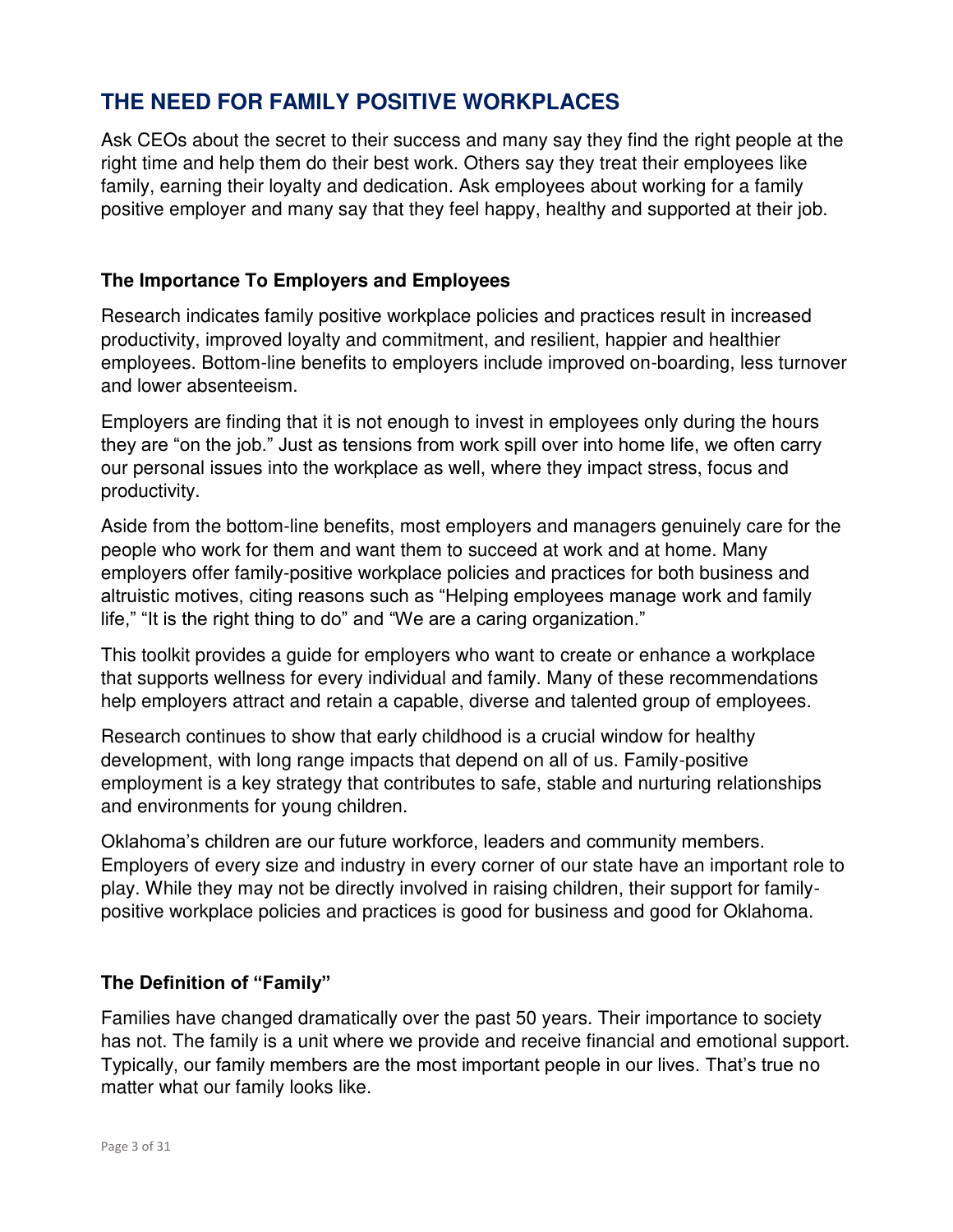## THE NEED FOR FAMILY POSITIVE WORKPLACES

Ask CEOs about the secret to their success and many say they find the right people at the right time and help them do their best work. Others say they treat their employees like family, earning their loyalty and dedication. Ask employees about working for a family positive employer and many say that they feel happy, healthy and supported at their job.

### The Importance To Employers and Employees

Research indicates family positive workplace policies and practices result in increased productivity, improved loyalty and commitment, and resilient, happier and healthier employees. Bottom-line benefits to employers include improved on-boarding, less turnover and lower absenteeism.

Employers are finding that it is not enough to invest in employees only during the hours they are "on the job." Just as tensions from work spill over into home life, we often carry our personal issues into the workplace as well, where they impact stress, focus and productivity.

Aside from the bottom-line benefits, most employers and managers genuinely care for the people who work for them and want them to succeed at work and at home. Many employers offer family-positive workplace policies and practices for both business and altruistic motives, citing reasons such as "Helping employees manage work and family life," "It is the right thing to do" and "We are a caring organization."

This toolkit provides a guide for employers who want to create or enhance a workplace that supports wellness for every individual and family. Many of these recommendations help employers attract and retain a capable, diverse and talented group of employees.

Research continues to show that early childhood is a crucial window for healthy development, with long range impacts that depend on all of us. Family-positive employment is a key strategy that contributes to safe, stable and nurturing relationships and environments for young children.

Oklahoma's children are our future workforce, leaders and community members. Employers of every size and industry in every corner of our state have an important role to play. While they may not be directly involved in raising children, their support for family-positive workplace policies and practices is good for business and good for Oklahoma.

### The Definition of "Family"

Families have changed dramatically over the past 50 years. Their importance to society has not. The family is a unit where we provide and receive financial and emotional support. Typically, our family members are the most important people in our lives. That's true no matter what our family looks like.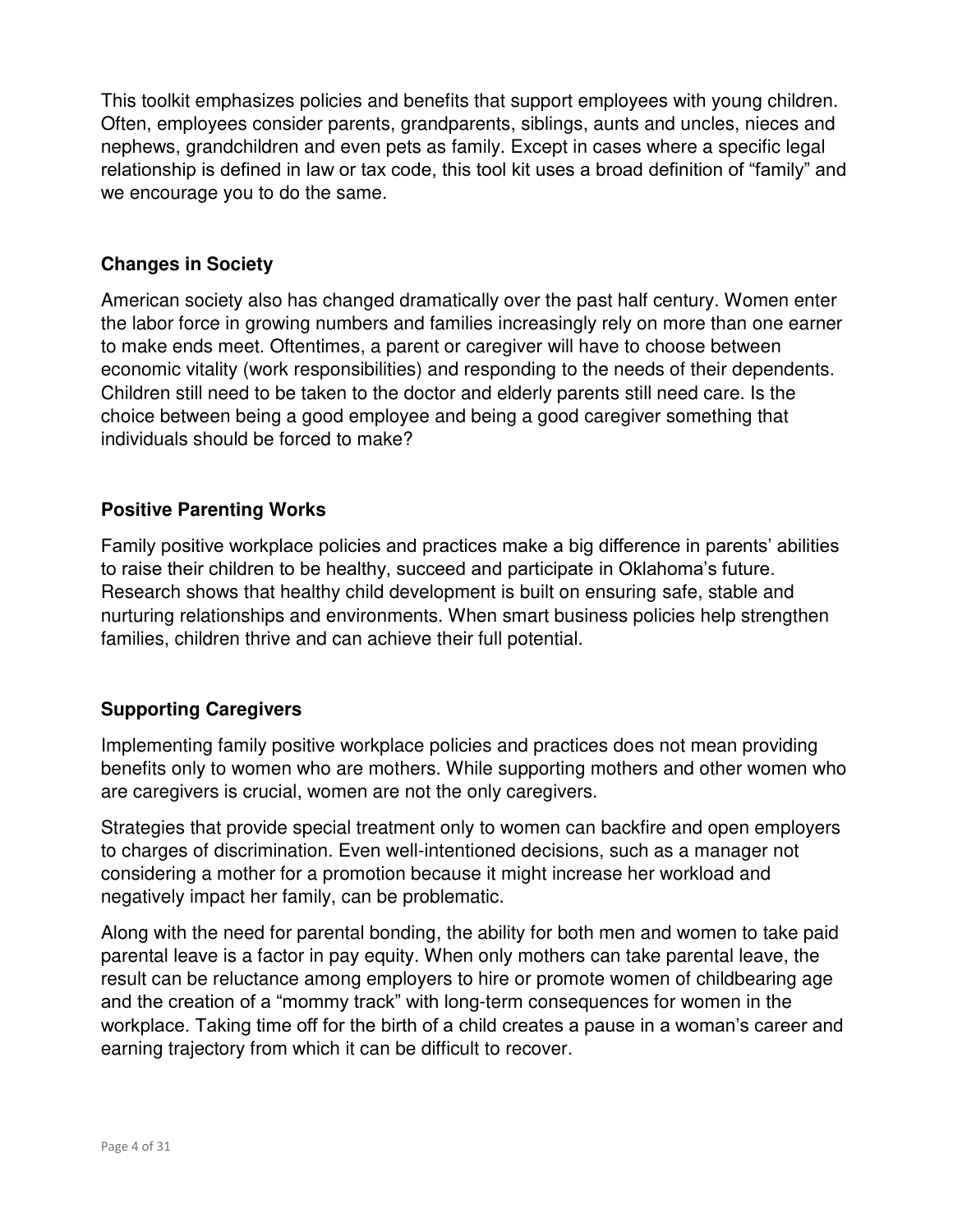This toolkit emphasizes policies and benefits that support employees with young children. Often, employees consider parents, grandparents, siblings, aunts and uncles, nieces and nephews, grandchildren and even pets as family. Except in cases where a specific legal relationship is defined in law or tax code, this tool kit uses a broad definition of "family" and we encourage you to do the same.

## Changes in Society

American society also has changed dramatically over the past half century. Women enter the labor force in growing numbers and families increasingly rely on more than one earner to make ends meet. Oftentimes, a parent or caregiver will have to choose between economic vitality (work responsibilities) and responding to the needs of their dependents. Children still need to be taken to the doctor and elderly parents still need care. Is the choice between being a good employee and being a good caregiver something that individuals should be forced to make?

## Positive Parenting Works

Family positive workplace policies and practices make a big difference in parents' abilities to raise their children to be healthy, succeed and participate in Oklahoma's future. Research shows that healthy child development is built on ensuring safe, stable and nurturing relationships and environments. When smart business policies help strengthen families, children thrive and can achieve their full potential.

## Supporting Caregivers

Implementing family positive workplace policies and practices does not mean providing benefits only to women who are mothers. While supporting mothers and other women who are caregivers is crucial, women are not the only caregivers.

Strategies that provide special treatment only to women can backfire and open employers to charges of discrimination. Even well-intentioned decisions, such as a manager not considering a mother for a promotion because it might increase her workload and negatively impact her family, can be problematic.

Along with the need for parental bonding, the ability for both men and women to take paid parental leave is a factor in pay equity. When only mothers can take parental leave, the result can be reluctance among employers to hire or promote women of childbearing age and the creation of a "mommy track" with long-term consequences for women in the workplace. Taking time off for the birth of a child creates a pause in a woman's career and earning trajectory from which it can be difficult to recover.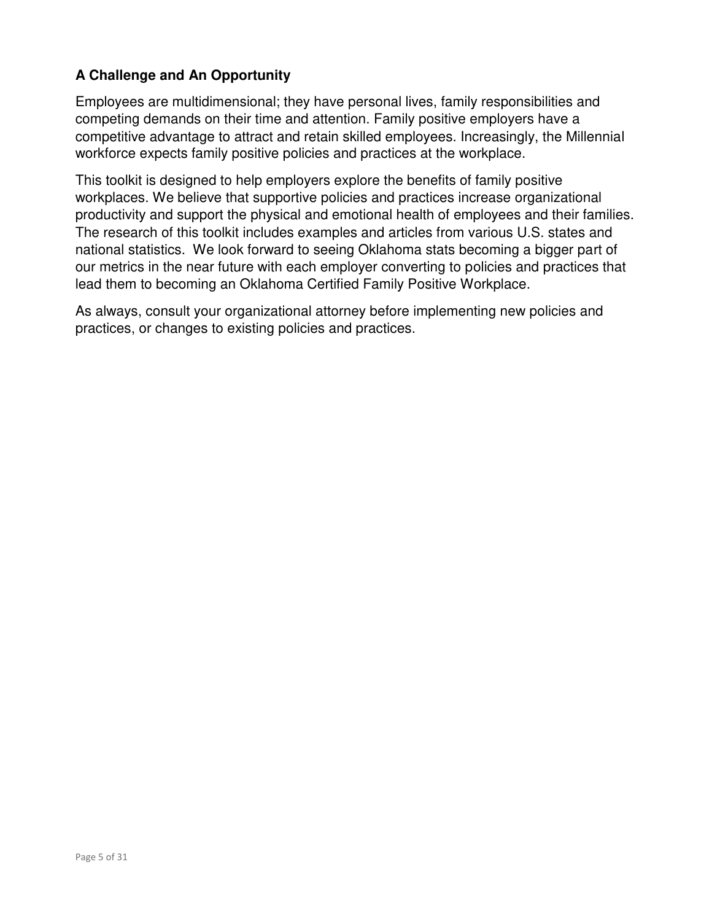### A Challenge and An Opportunity

Employees are multidimensional; they have personal lives, family responsibilities and competing demands on their time and attention. Family positive employers have a competitive advantage to attract and retain skilled employees. Increasingly, the Millennial workforce expects family positive policies and practices at the workplace.

This toolkit is designed to help employers explore the benefits of family positive workplaces. We believe that supportive policies and practices increase organizational productivity and support the physical and emotional health of employees and their families. The research of this toolkit includes examples and articles from various U.S. states and national statistics. We look forward to seeing Oklahoma stats becoming a bigger part of our metrics in the near future with each employer converting to policies and practices that lead them to becoming an Oklahoma Certified Family Positive Workplace.

As always, consult your organizational attorney before implementing new policies and practices, or changes to existing policies and practices.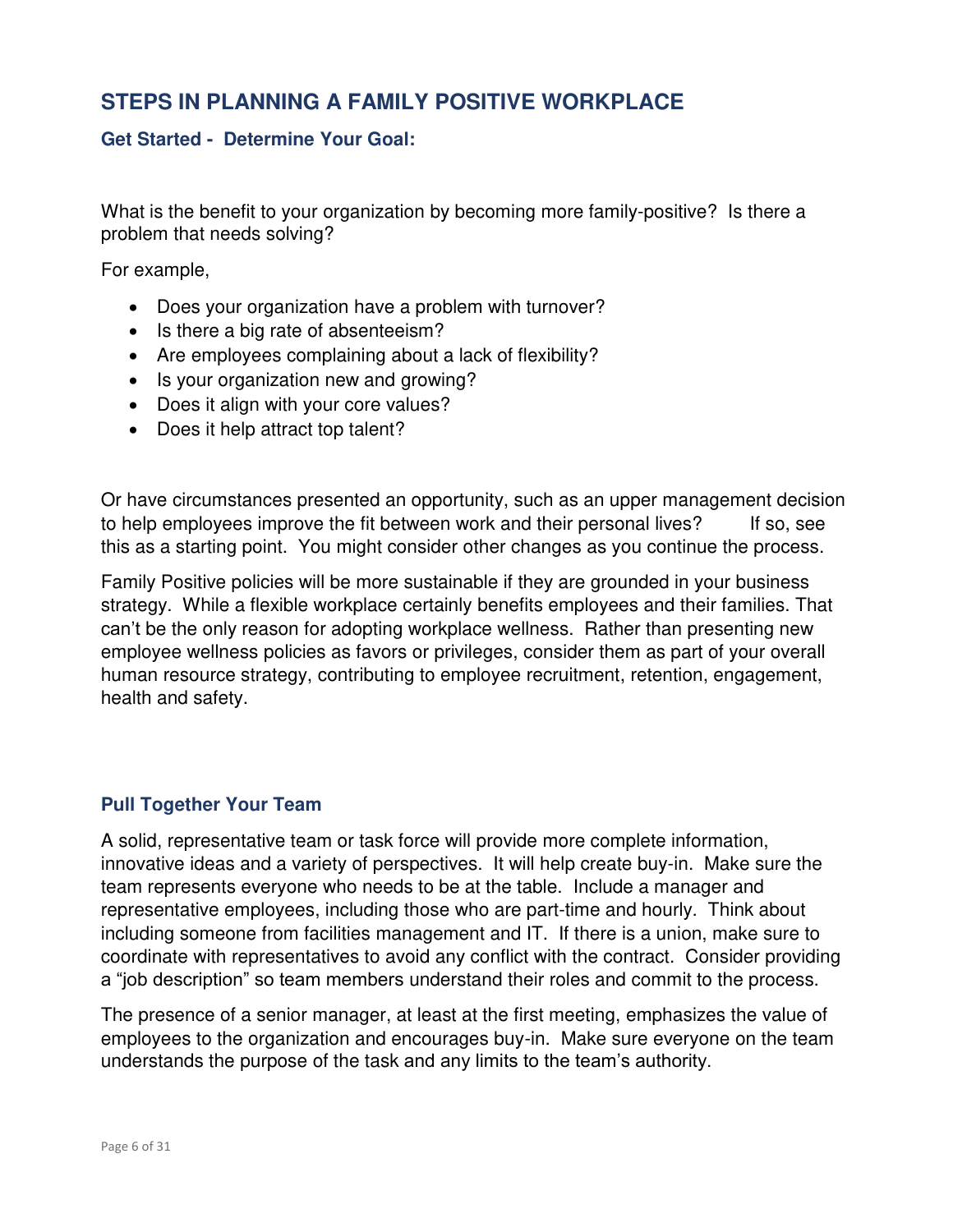## STEPS IN PLANNING A FAMILY POSITIVE WORKPLACE

### Get Started - Determine Your Goal:

What is the benefit to your organization by becoming more family-positive? Is there a problem that needs solving?

For example,

- Does your organization have a problem with turnover?
- Is there a big rate of absenteeism?
- Are employees complaining about a lack of flexibility?
- Is your organization new and growing?
- Does it align with your core values?
- Does it help attract top talent?

Or have circumstances presented an opportunity, such as an upper management decision to help employees improve the fit between work and their personal lives? If so, see this as a starting point. You might consider other changes as you continue the process.

Family Positive policies will be more sustainable if they are grounded in your business strategy. While a flexible workplace certainly benefits employees and their families. That can't be the only reason for adopting workplace wellness. Rather than presenting new employee wellness policies as favors or privileges, consider them as part of your overall human resource strategy, contributing to employee recruitment, retention, engagement, health and safety.

### Pull Together Your Team

A solid, representative team or task force will provide more complete information, innovative ideas and a variety of perspectives. It will help create buy-in. Make sure the team represents everyone who needs to be at the table. Include a manager and representative employees, including those who are part-time and hourly. Think about including someone from facilities management and IT. If there is a union, make sure to coordinate with representatives to avoid any conflict with the contract. Consider providing a "job description" so team members understand their roles and commit to the process.

The presence of a senior manager, at least at the first meeting, emphasizes the value of employees to the organization and encourages buy-in. Make sure everyone on the team understands the purpose of the task and any limits to the team's authority.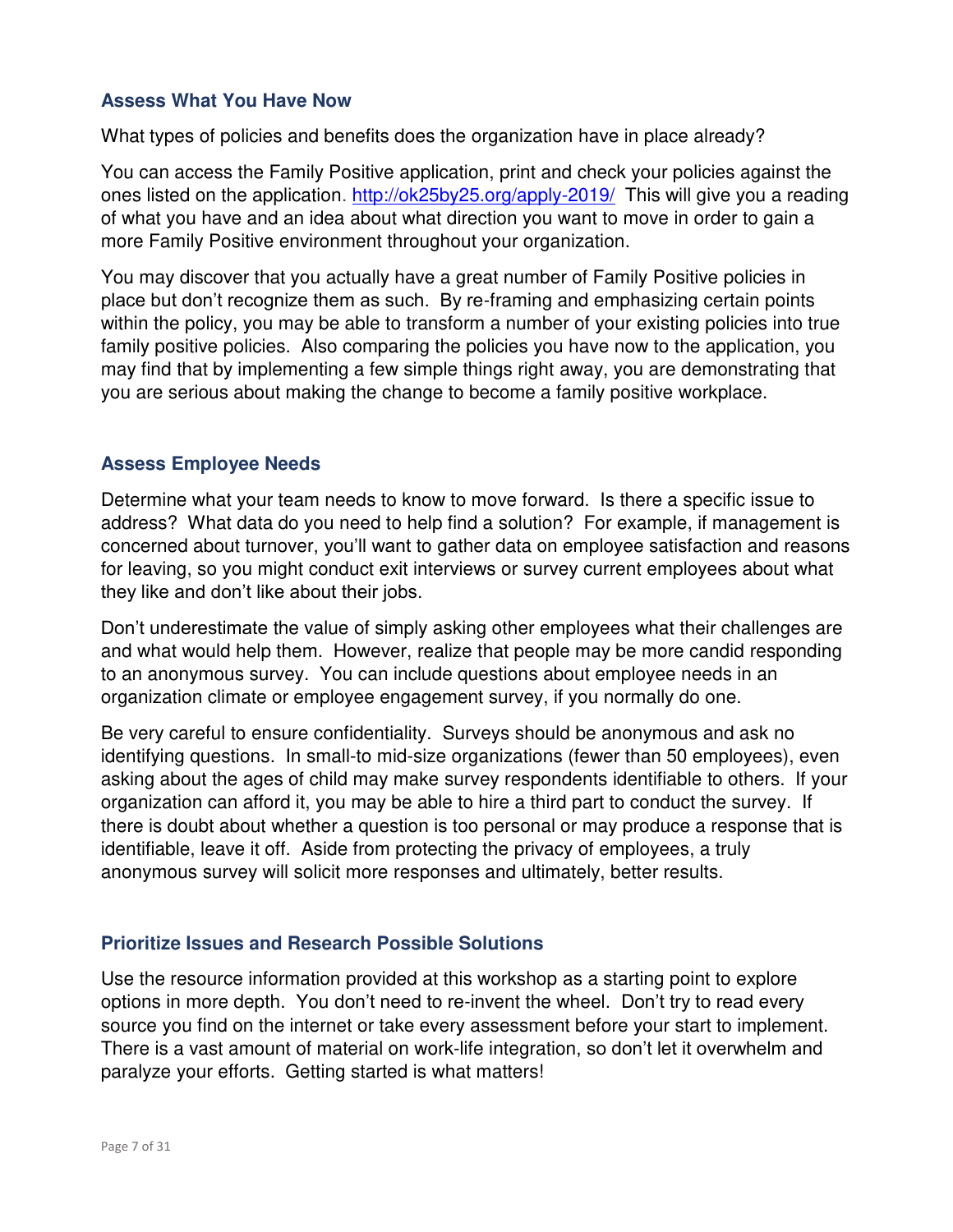## Assess What You Have Now

What types of policies and benefits does the organization have in place already?

You can access the Family Positive application, print and check your policies against the ones listed on the application. http://ok25by25.org/apply-2019/ This will give you a reading of what you have and an idea about what direction you want to move in order to gain a more Family Positive environment throughout your organization.

You may discover that you actually have a great number of Family Positive policies in place but don't recognize them as such. By re-framing and emphasizing certain points within the policy, you may be able to transform a number of your existing policies into true family positive policies. Also comparing the policies you have now to the application, you may find that by implementing a few simple things right away, you are demonstrating that you are serious about making the change to become a family positive workplace.

## Assess Employee Needs

Determine what your team needs to know to move forward. Is there a specific issue to address? What data do you need to help find a solution? For example, if management is concerned about turnover, you'll want to gather data on employee satisfaction and reasons for leaving, so you might conduct exit interviews or survey current employees about what they like and don't like about their jobs.

Don't underestimate the value of simply asking other employees what their challenges are and what would help them. However, realize that people may be more candid responding to an anonymous survey. You can include questions about employee needs in an organization climate or employee engagement survey, if you normally do one.

Be very careful to ensure confidentiality. Surveys should be anonymous and ask no identifying questions. In small-to mid-size organizations (fewer than 50 employees), even asking about the ages of child may make survey respondents identifiable to others. If your organization can afford it, you may be able to hire a third part to conduct the survey. If there is doubt about whether a question is too personal or may produce a response that is identifiable, leave it off. Aside from protecting the privacy of employees, a truly anonymous survey will solicit more responses and ultimately, better results.

## Prioritize Issues and Research Possible Solutions

Use the resource information provided at this workshop as a starting point to explore options in more depth. You don't need to re-invent the wheel. Don't try to read every source you find on the internet or take every assessment before your start to implement. There is a vast amount of material on work-life integration, so don't let it overwhelm and paralyze your efforts. Getting started is what matters!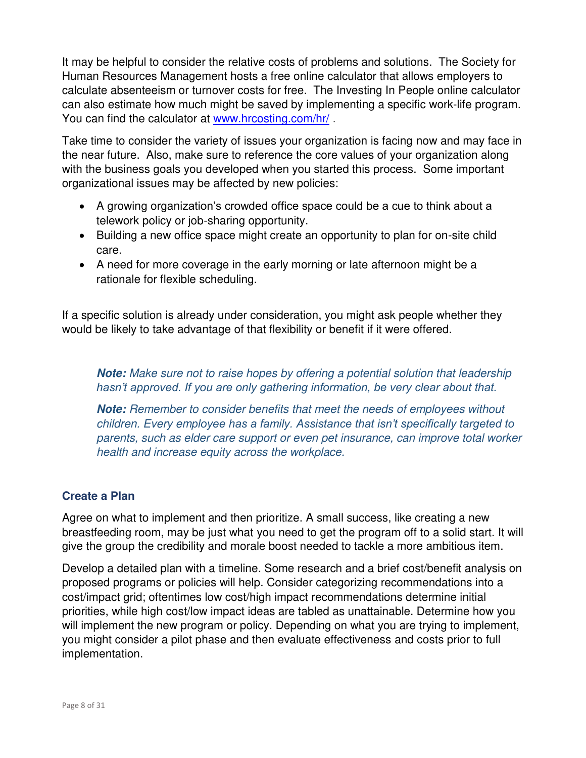It may be helpful to consider the relative costs of problems and solutions. The Society for Human Resources Management hosts a free online calculator that allows employers to calculate absenteeism or turnover costs for free. The Investing In People online calculator can also estimate how much might be saved by implementing a specific work-life program. You can find the calculator at [www.hrcosting.com/hr/](http://www.hrcosting.com/hr/) .

Take time to consider the variety of issues your organization is facing now and may face in the near future. Also, make sure to reference the core values of your organization along with the business goals you developed when you started this process. Some important organizational issues may be affected by new policies:

- A growing organization's crowded office space could be a cue to think about a telework policy or job-sharing opportunity.
- Building a new office space might create an opportunity to plan for on-site child care.
- A need for more coverage in the early morning or late afternoon might be a rationale for flexible scheduling.

If a specific solution is already under consideration, you might ask people whether they would be likely to take advantage of that flexibility or benefit if it were offered.

> ***Note:*** *Make sure not to raise hopes by offering a potential solution that leadership hasn't approved. If you are only gathering information, be very clear about that.*
>
> ***Note:*** *Remember to consider benefits that meet the needs of employees without children. Every employee has a family. Assistance that isn't specifically targeted to parents, such as elder care support or even pet insurance, can improve total worker health and increase equity across the workplace.*

### Create a Plan

Agree on what to implement and then prioritize. A small success, like creating a new breastfeeding room, may be just what you need to get the program off to a solid start. It will give the group the credibility and morale boost needed to tackle a more ambitious item.

Develop a detailed plan with a timeline. Some research and a brief cost/benefit analysis on proposed programs or policies will help. Consider categorizing recommendations into a cost/impact grid; oftentimes low cost/high impact recommendations determine initial priorities, while high cost/low impact ideas are tabled as unattainable. Determine how you will implement the new program or policy. Depending on what you are trying to implement, you might consider a pilot phase and then evaluate effectiveness and costs prior to full implementation.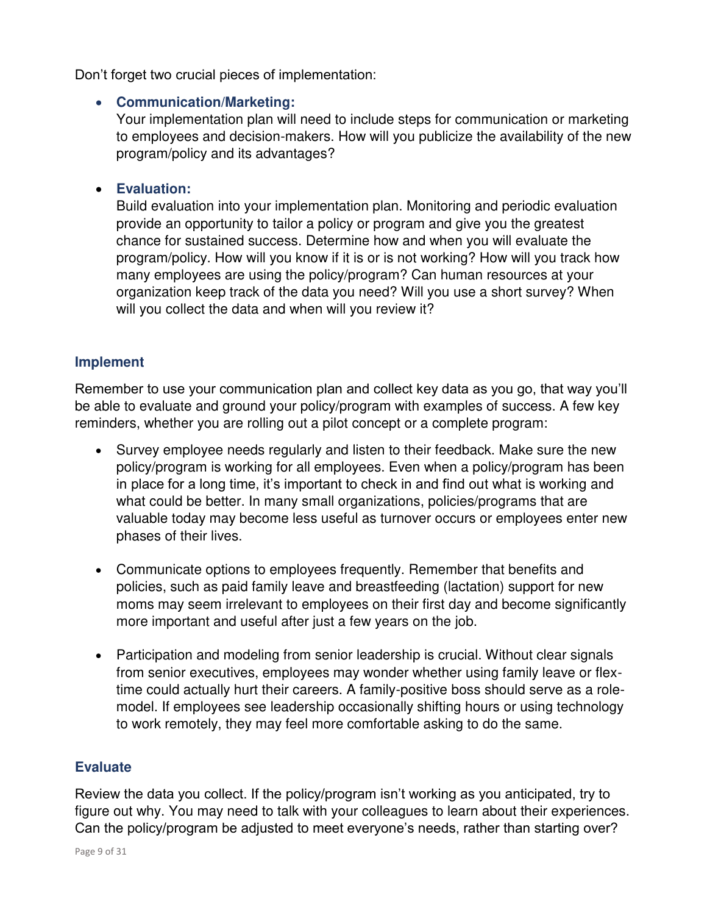Don't forget two crucial pieces of implementation:

- **Communication/Marketing:**
  Your implementation plan will need to include steps for communication or marketing to employees and decision-makers. How will you publicize the availability of the new program/policy and its advantages?

- **Evaluation:**
  Build evaluation into your implementation plan. Monitoring and periodic evaluation provide an opportunity to tailor a policy or program and give you the greatest chance for sustained success. Determine how and when you will evaluate the program/policy. How will you know if it is or is not working? How will you track how many employees are using the policy/program? Can human resources at your organization keep track of the data you need? Will you use a short survey? When will you collect the data and when will you review it?

### Implement

Remember to use your communication plan and collect key data as you go, that way you'll be able to evaluate and ground your policy/program with examples of success. A few key reminders, whether you are rolling out a pilot concept or a complete program:

- Survey employee needs regularly and listen to their feedback. Make sure the new policy/program is working for all employees. Even when a policy/program has been in place for a long time, it's important to check in and find out what is working and what could be better. In many small organizations, policies/programs that are valuable today may become less useful as turnover occurs or employees enter new phases of their lives.

- Communicate options to employees frequently. Remember that benefits and policies, such as paid family leave and breastfeeding (lactation) support for new moms may seem irrelevant to employees on their first day and become significantly more important and useful after just a few years on the job.

- Participation and modeling from senior leadership is crucial. Without clear signals from senior executives, employees may wonder whether using family leave or flex-time could actually hurt their careers. A family-positive boss should serve as a role-model. If employees see leadership occasionally shifting hours or using technology to work remotely, they may feel more comfortable asking to do the same.

### Evaluate

Review the data you collect. If the policy/program isn't working as you anticipated, try to figure out why. You may need to talk with your colleagues to learn about their experiences. Can the policy/program be adjusted to meet everyone's needs, rather than starting over?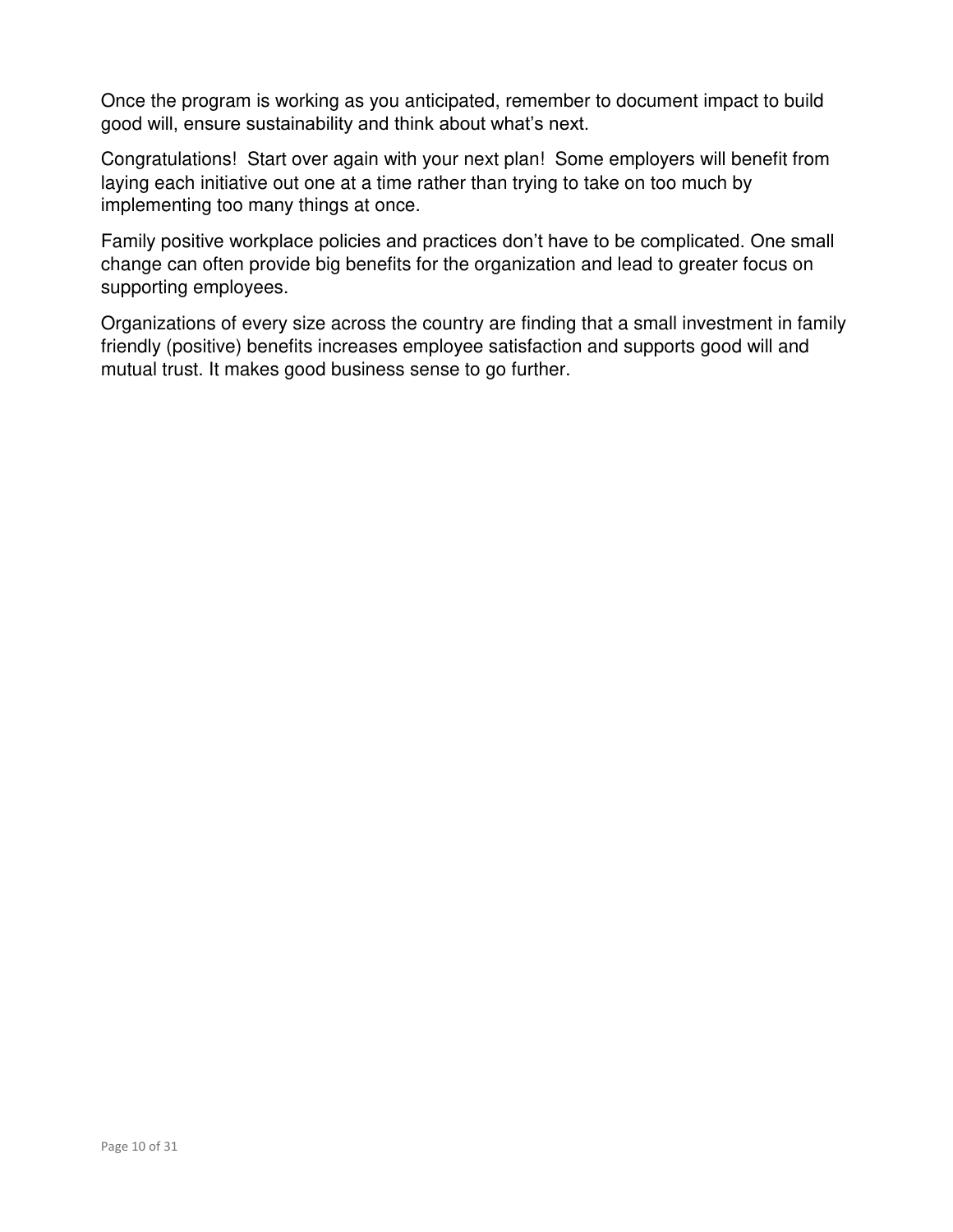Once the program is working as you anticipated, remember to document impact to build good will, ensure sustainability and think about what's next.

Congratulations! Start over again with your next plan! Some employers will benefit from laying each initiative out one at a time rather than trying to take on too much by implementing too many things at once.

Family positive workplace policies and practices don't have to be complicated. One small change can often provide big benefits for the organization and lead to greater focus on supporting employees.

Organizations of every size across the country are finding that a small investment in family friendly (positive) benefits increases employee satisfaction and supports good will and mutual trust. It makes good business sense to go further.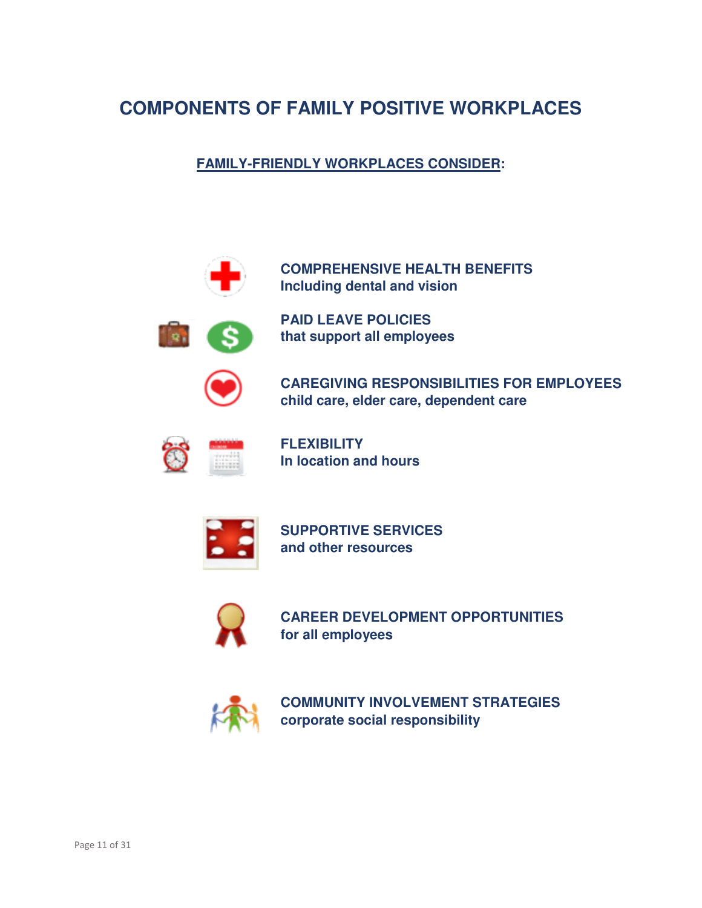# COMPONENTS OF FAMILY POSITIVE WORKPLACES

**FAMILY-FRIENDLY WORKPLACES CONSIDER:**

**COMPREHENSIVE HEALTH BENEFITS**
**Including dental and vision**

**PAID LEAVE POLICIES**
**that support all employees**

**CAREGIVING RESPONSIBILITIES FOR EMPLOYEES**
**child care, elder care, dependent care**

**FLEXIBILITY**
**In location and hours**

**SUPPORTIVE SERVICES**
**and other resources**

**CAREER DEVELOPMENT OPPORTUNITIES**
**for all employees**

**COMMUNITY INVOLVEMENT STRATEGIES**
**corporate social responsibility**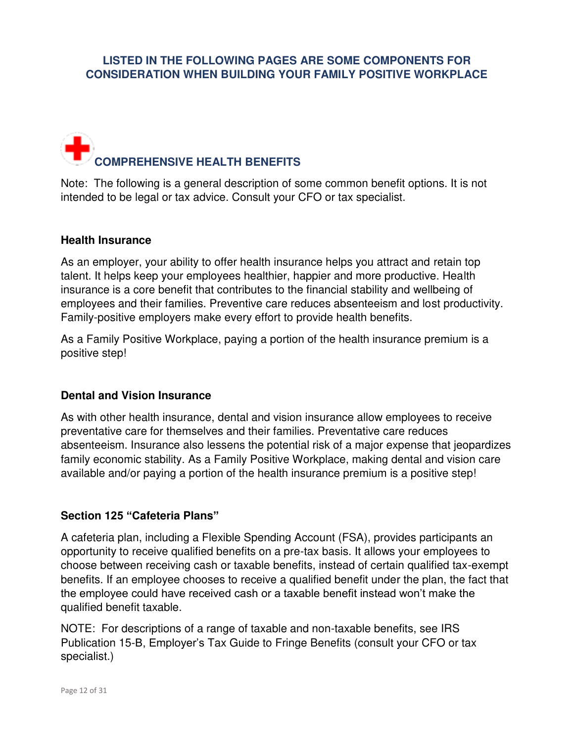## LISTED IN THE FOLLOWING PAGES ARE SOME COMPONENTS FOR CONSIDERATION WHEN BUILDING YOUR FAMILY POSITIVE WORKPLACE

## COMPREHENSIVE HEALTH BENEFITS

Note: The following is a general description of some common benefit options. It is not intended to be legal or tax advice. Consult your CFO or tax specialist.

### Health Insurance

As an employer, your ability to offer health insurance helps you attract and retain top talent. It helps keep your employees healthier, happier and more productive. Health insurance is a core benefit that contributes to the financial stability and wellbeing of employees and their families. Preventive care reduces absenteeism and lost productivity. Family-positive employers make every effort to provide health benefits.

As a Family Positive Workplace, paying a portion of the health insurance premium is a positive step!

### Dental and Vision Insurance

As with other health insurance, dental and vision insurance allow employees to receive preventative care for themselves and their families. Preventative care reduces absenteeism. Insurance also lessens the potential risk of a major expense that jeopardizes family economic stability. As a Family Positive Workplace, making dental and vision care available and/or paying a portion of the health insurance premium is a positive step!

### Section 125 "Cafeteria Plans"

A cafeteria plan, including a Flexible Spending Account (FSA), provides participants an opportunity to receive qualified benefits on a pre-tax basis. It allows your employees to choose between receiving cash or taxable benefits, instead of certain qualified tax-exempt benefits. If an employee chooses to receive a qualified benefit under the plan, the fact that the employee could have received cash or a taxable benefit instead won't make the qualified benefit taxable.

NOTE: For descriptions of a range of taxable and non-taxable benefits, see IRS Publication 15-B, Employer's Tax Guide to Fringe Benefits (consult your CFO or tax specialist.)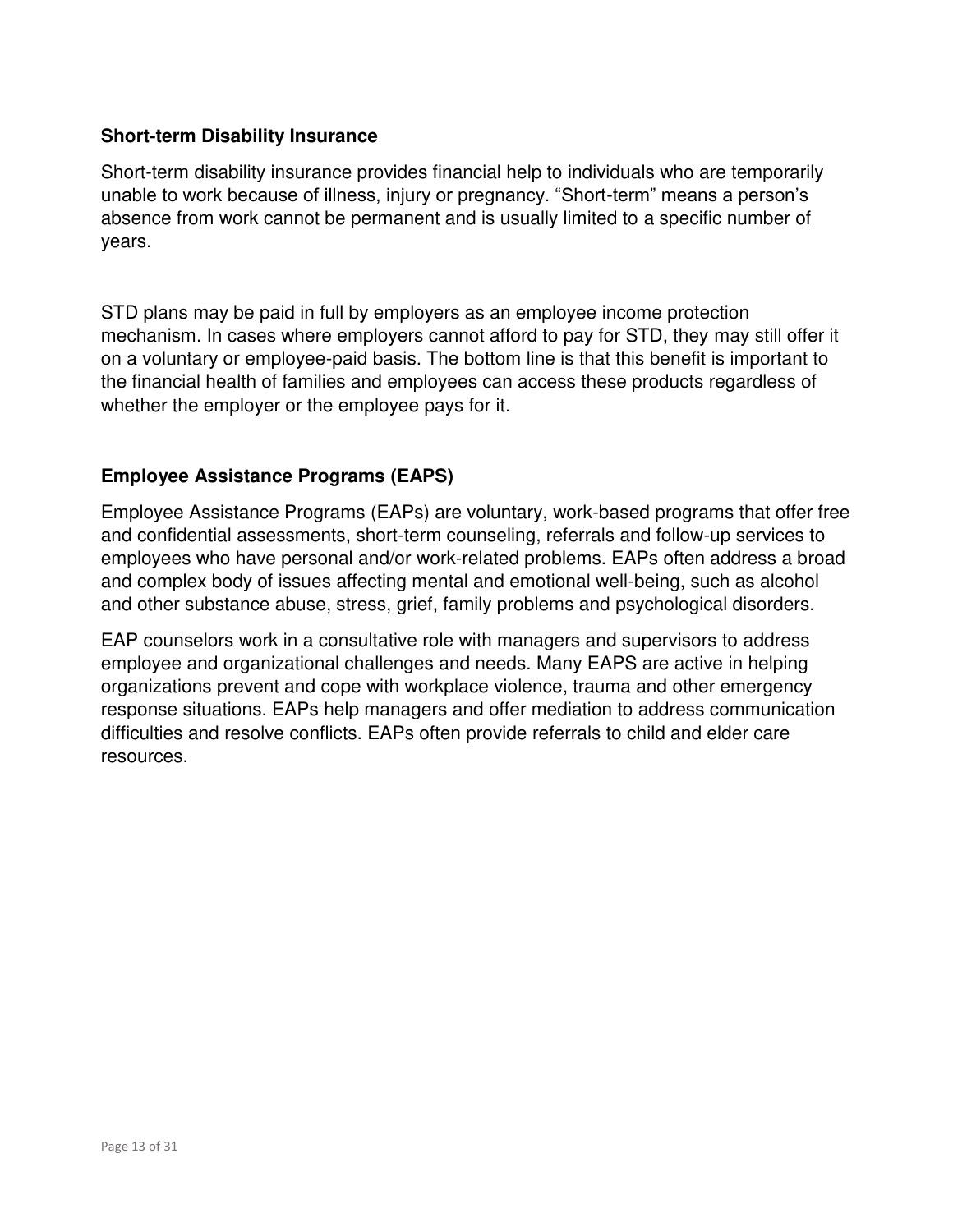### Short-term Disability Insurance

Short-term disability insurance provides financial help to individuals who are temporarily unable to work because of illness, injury or pregnancy. "Short-term" means a person's absence from work cannot be permanent and is usually limited to a specific number of years.

STD plans may be paid in full by employers as an employee income protection mechanism. In cases where employers cannot afford to pay for STD, they may still offer it on a voluntary or employee-paid basis. The bottom line is that this benefit is important to the financial health of families and employees can access these products regardless of whether the employer or the employee pays for it.

### Employee Assistance Programs (EAPS)

Employee Assistance Programs (EAPs) are voluntary, work-based programs that offer free and confidential assessments, short-term counseling, referrals and follow-up services to employees who have personal and/or work-related problems. EAPs often address a broad and complex body of issues affecting mental and emotional well-being, such as alcohol and other substance abuse, stress, grief, family problems and psychological disorders.

EAP counselors work in a consultative role with managers and supervisors to address employee and organizational challenges and needs. Many EAPS are active in helping organizations prevent and cope with workplace violence, trauma and other emergency response situations. EAPs help managers and offer mediation to address communication difficulties and resolve conflicts. EAPs often provide referrals to child and elder care resources.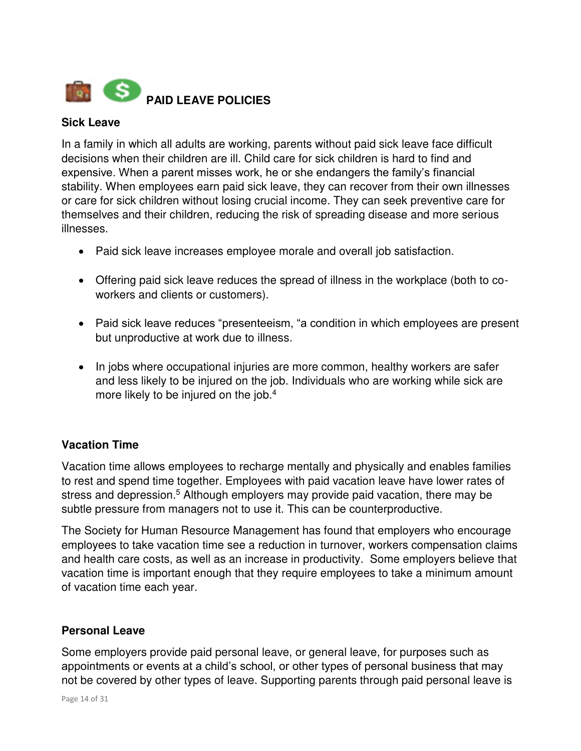## PAID LEAVE POLICIES

### Sick Leave

In a family in which all adults are working, parents without paid sick leave face difficult decisions when their children are ill. Child care for sick children is hard to find and expensive. When a parent misses work, he or she endangers the family's financial stability. When employees earn paid sick leave, they can recover from their own illnesses or care for sick children without losing crucial income. They can seek preventive care for themselves and their children, reducing the risk of spreading disease and more serious illnesses.

- Paid sick leave increases employee morale and overall job satisfaction.
- Offering paid sick leave reduces the spread of illness in the workplace (both to co-workers and clients or customers).
- Paid sick leave reduces "presenteeism, "a condition in which employees are present but unproductive at work due to illness.
- In jobs where occupational injuries are more common, healthy workers are safer and less likely to be injured on the job. Individuals who are working while sick are more likely to be injured on the job.[4]

### Vacation Time

Vacation time allows employees to recharge mentally and physically and enables families to rest and spend time together. Employees with paid vacation leave have lower rates of stress and depression.[5] Although employers may provide paid vacation, there may be subtle pressure from managers not to use it. This can be counterproductive.

The Society for Human Resource Management has found that employers who encourage employees to take vacation time see a reduction in turnover, workers compensation claims and health care costs, as well as an increase in productivity. Some employers believe that vacation time is important enough that they require employees to take a minimum amount of vacation time each year.

### Personal Leave

Some employers provide paid personal leave, or general leave, for purposes such as appointments or events at a child's school, or other types of personal business that may not be covered by other types of leave. Supporting parents through paid personal leave is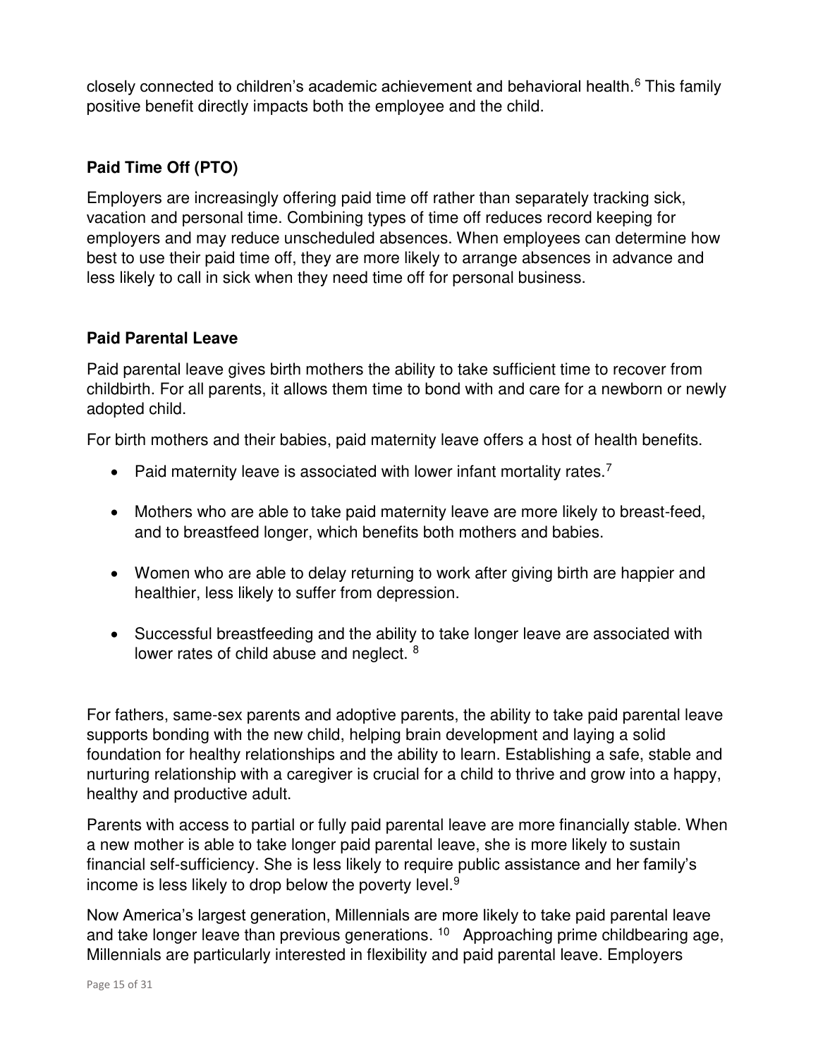closely connected to children's academic achievement and behavioral health.[6] This family positive benefit directly impacts both the employee and the child.

### Paid Time Off (PTO)

Employers are increasingly offering paid time off rather than separately tracking sick, vacation and personal time. Combining types of time off reduces record keeping for employers and may reduce unscheduled absences. When employees can determine how best to use their paid time off, they are more likely to arrange absences in advance and less likely to call in sick when they need time off for personal business.

### Paid Parental Leave

Paid parental leave gives birth mothers the ability to take sufficient time to recover from childbirth. For all parents, it allows them time to bond with and care for a newborn or newly adopted child.

For birth mothers and their babies, paid maternity leave offers a host of health benefits.

- Paid maternity leave is associated with lower infant mortality rates.[7]
- Mothers who are able to take paid maternity leave are more likely to breast-feed, and to breastfeed longer, which benefits both mothers and babies.
- Women who are able to delay returning to work after giving birth are happier and healthier, less likely to suffer from depression.
- Successful breastfeeding and the ability to take longer leave are associated with lower rates of child abuse and neglect. [8]

For fathers, same-sex parents and adoptive parents, the ability to take paid parental leave supports bonding with the new child, helping brain development and laying a solid foundation for healthy relationships and the ability to learn. Establishing a safe, stable and nurturing relationship with a caregiver is crucial for a child to thrive and grow into a happy, healthy and productive adult.

Parents with access to partial or fully paid parental leave are more financially stable. When a new mother is able to take longer paid parental leave, she is more likely to sustain financial self-sufficiency. She is less likely to require public assistance and her family's income is less likely to drop below the poverty level.[9]

Now America's largest generation, Millennials are more likely to take paid parental leave and take longer leave than previous generations. [10] Approaching prime childbearing age, Millennials are particularly interested in flexibility and paid parental leave. Employers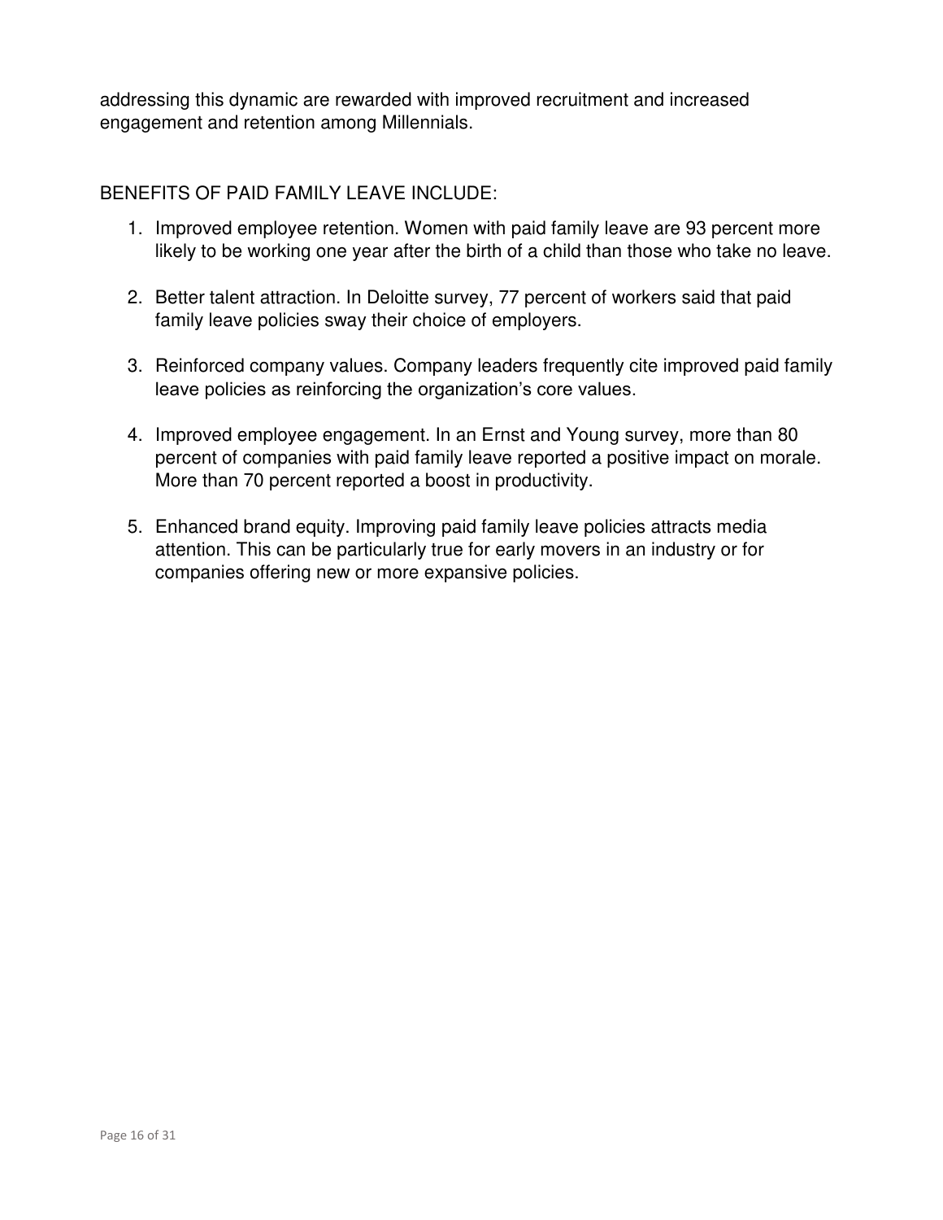addressing this dynamic are rewarded with improved recruitment and increased engagement and retention among Millennials.

BENEFITS OF PAID FAMILY LEAVE INCLUDE:

1. Improved employee retention. Women with paid family leave are 93 percent more likely to be working one year after the birth of a child than those who take no leave.

2. Better talent attraction. In Deloitte survey, 77 percent of workers said that paid family leave policies sway their choice of employers.

3. Reinforced company values. Company leaders frequently cite improved paid family leave policies as reinforcing the organization's core values.

4. Improved employee engagement. In an Ernst and Young survey, more than 80 percent of companies with paid family leave reported a positive impact on morale. More than 70 percent reported a boost in productivity.

5. Enhanced brand equity. Improving paid family leave policies attracts media attention. This can be particularly true for early movers in an industry or for companies offering new or more expansive policies.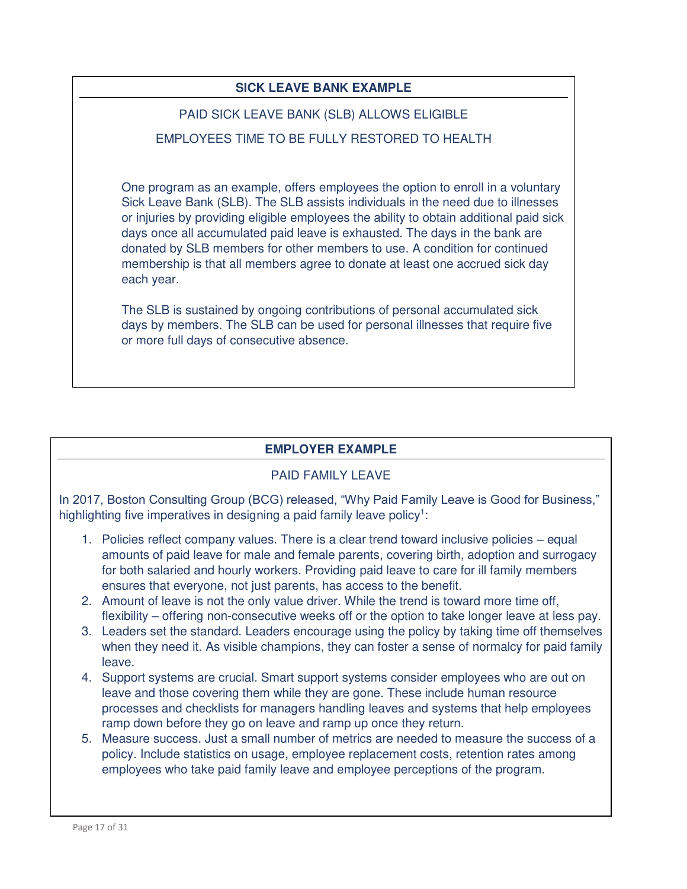### SICK LEAVE BANK EXAMPLE

PAID SICK LEAVE BANK (SLB) ALLOWS ELIGIBLE

EMPLOYEES TIME TO BE FULLY RESTORED TO HEALTH

One program as an example, offers employees the option to enroll in a voluntary Sick Leave Bank (SLB). The SLB assists individuals in the need due to illnesses or injuries by providing eligible employees the ability to obtain additional paid sick days once all accumulated paid leave is exhausted. The days in the bank are donated by SLB members for other members to use. A condition for continued membership is that all members agree to donate at least one accrued sick day each year.

The SLB is sustained by ongoing contributions of personal accumulated sick days by members. The SLB can be used for personal illnesses that require five or more full days of consecutive absence.

### EMPLOYER EXAMPLE

PAID FAMILY LEAVE

In 2017, Boston Consulting Group (BCG) released, "Why Paid Family Leave is Good for Business," highlighting five imperatives in designing a paid family leave policy[1]:

1. Policies reflect company values. There is a clear trend toward inclusive policies – equal amounts of paid leave for male and female parents, covering birth, adoption and surrogacy for both salaried and hourly workers. Providing paid leave to care for ill family members ensures that everyone, not just parents, has access to the benefit.
2. Amount of leave is not the only value driver. While the trend is toward more time off, flexibility – offering non-consecutive weeks off or the option to take longer leave at less pay.
3. Leaders set the standard. Leaders encourage using the policy by taking time off themselves when they need it. As visible champions, they can foster a sense of normalcy for paid family leave.
4. Support systems are crucial. Smart support systems consider employees who are out on leave and those covering them while they are gone. These include human resource processes and checklists for managers handling leaves and systems that help employees ramp down before they go on leave and ramp up once they return.
5. Measure success. Just a small number of metrics are needed to measure the success of a policy. Include statistics on usage, employee replacement costs, retention rates among employees who take paid family leave and employee perceptions of the program.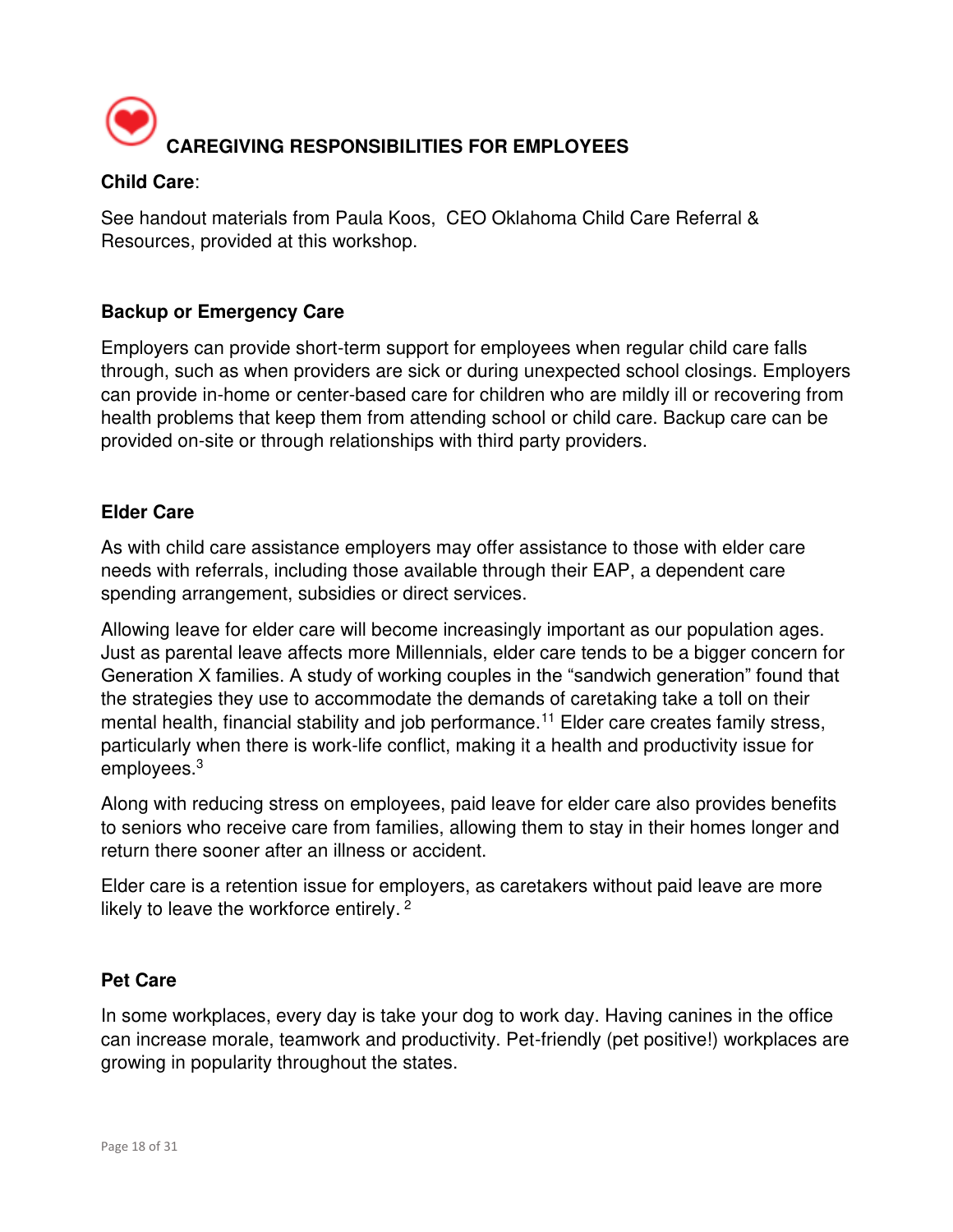## CAREGIVING RESPONSIBILITIES FOR EMPLOYEES

**Child Care**:

See handout materials from Paula Koos, CEO Oklahoma Child Care Referral & Resources, provided at this workshop.

### Backup or Emergency Care

Employers can provide short-term support for employees when regular child care falls through, such as when providers are sick or during unexpected school closings. Employers can provide in-home or center-based care for children who are mildly ill or recovering from health problems that keep them from attending school or child care. Backup care can be provided on-site or through relationships with third party providers.

### Elder Care

As with child care assistance employers may offer assistance to those with elder care needs with referrals, including those available through their EAP, a dependent care spending arrangement, subsidies or direct services.

Allowing leave for elder care will become increasingly important as our population ages. Just as parental leave affects more Millennials, elder care tends to be a bigger concern for Generation X families. A study of working couples in the "sandwich generation" found that the strategies they use to accommodate the demands of caretaking take a toll on their mental health, financial stability and job performance.[11] Elder care creates family stress, particularly when there is work-life conflict, making it a health and productivity issue for employees.[3]

Along with reducing stress on employees, paid leave for elder care also provides benefits to seniors who receive care from families, allowing them to stay in their homes longer and return there sooner after an illness or accident.

Elder care is a retention issue for employers, as caretakers without paid leave are more likely to leave the workforce entirely. [2]

### Pet Care

In some workplaces, every day is take your dog to work day. Having canines in the office can increase morale, teamwork and productivity. Pet-friendly (pet positive!) workplaces are growing in popularity throughout the states.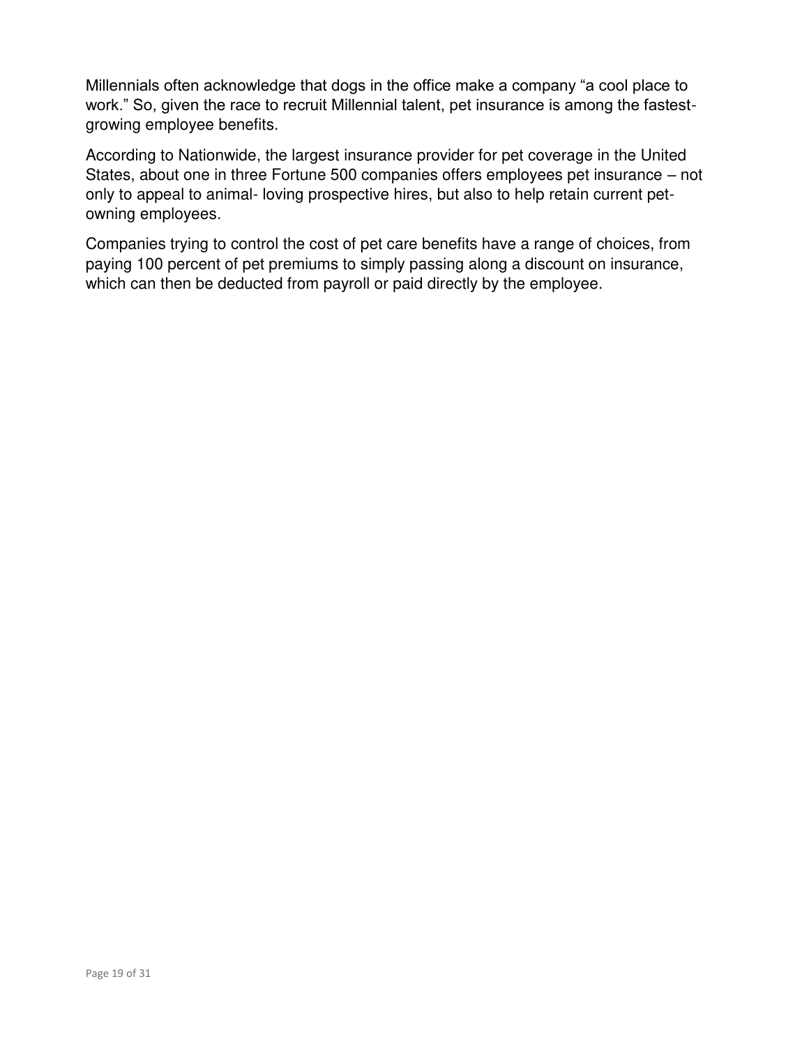Millennials often acknowledge that dogs in the office make a company "a cool place to work." So, given the race to recruit Millennial talent, pet insurance is among the fastest-growing employee benefits.

According to Nationwide, the largest insurance provider for pet coverage in the United States, about one in three Fortune 500 companies offers employees pet insurance – not only to appeal to animal- loving prospective hires, but also to help retain current pet-owning employees.

Companies trying to control the cost of pet care benefits have a range of choices, from paying 100 percent of pet premiums to simply passing along a discount on insurance, which can then be deducted from payroll or paid directly by the employee.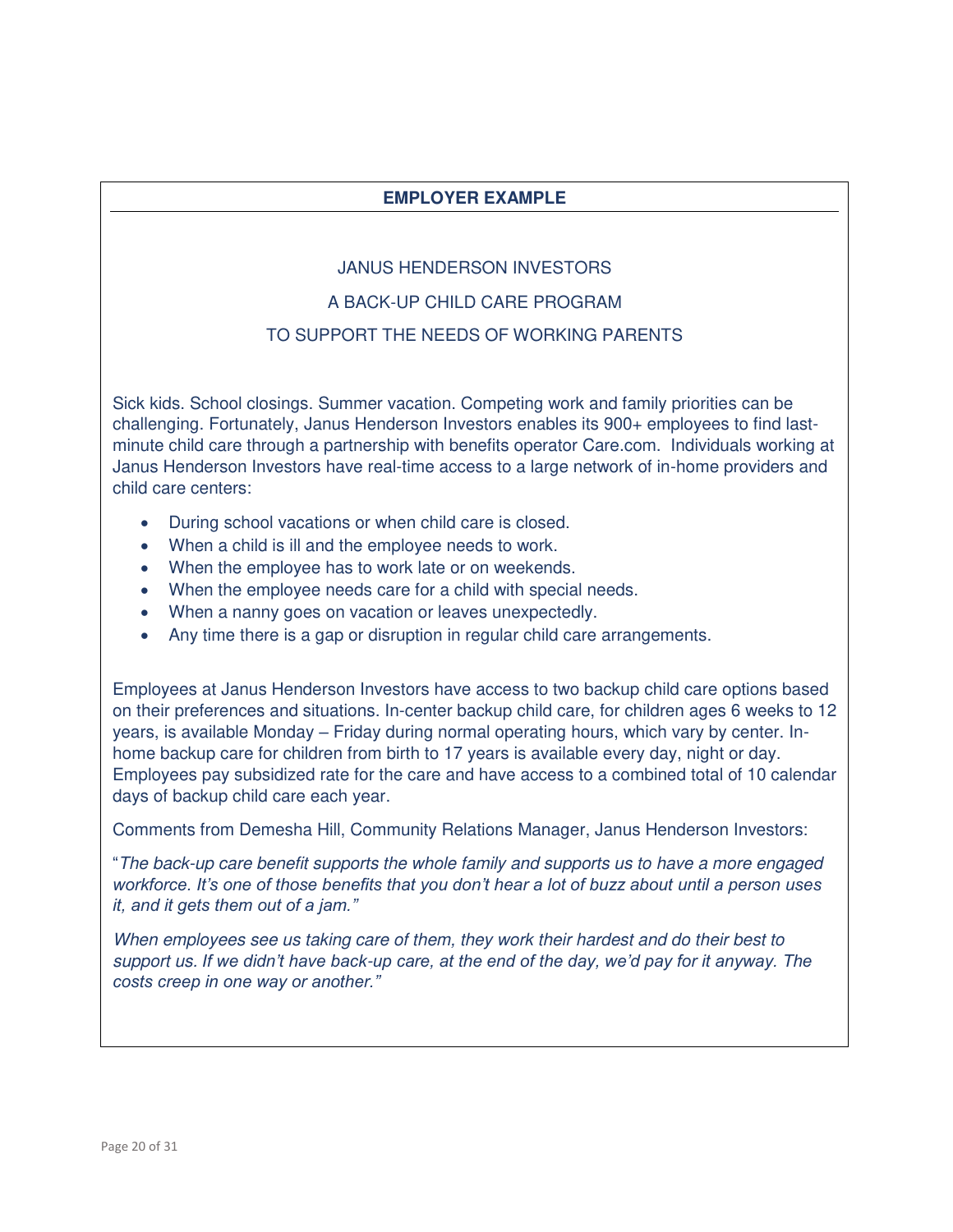**EMPLOYER EXAMPLE**

## JANUS HENDERSON INVESTORS

## A BACK-UP CHILD CARE PROGRAM

## TO SUPPORT THE NEEDS OF WORKING PARENTS

Sick kids. School closings. Summer vacation. Competing work and family priorities can be challenging. Fortunately, Janus Henderson Investors enables its 900+ employees to find last-minute child care through a partnership with benefits operator Care.com. Individuals working at Janus Henderson Investors have real-time access to a large network of in-home providers and child care centers:

- During school vacations or when child care is closed.
- When a child is ill and the employee needs to work.
- When the employee has to work late or on weekends.
- When the employee needs care for a child with special needs.
- When a nanny goes on vacation or leaves unexpectedly.
- Any time there is a gap or disruption in regular child care arrangements.

Employees at Janus Henderson Investors have access to two backup child care options based on their preferences and situations. In-center backup child care, for children ages 6 weeks to 12 years, is available Monday – Friday during normal operating hours, which vary by center. In-home backup care for children from birth to 17 years is available every day, night or day. Employees pay subsidized rate for the care and have access to a combined total of 10 calendar days of backup child care each year.

Comments from Demesha Hill, Community Relations Manager, Janus Henderson Investors:

"*The back-up care benefit supports the whole family and supports us to have a more engaged workforce. It's one of those benefits that you don't hear a lot of buzz about until a person uses it, and it gets them out of a jam."*

*When employees see us taking care of them, they work their hardest and do their best to support us. If we didn't have back-up care, at the end of the day, we'd pay for it anyway. The costs creep in one way or another."*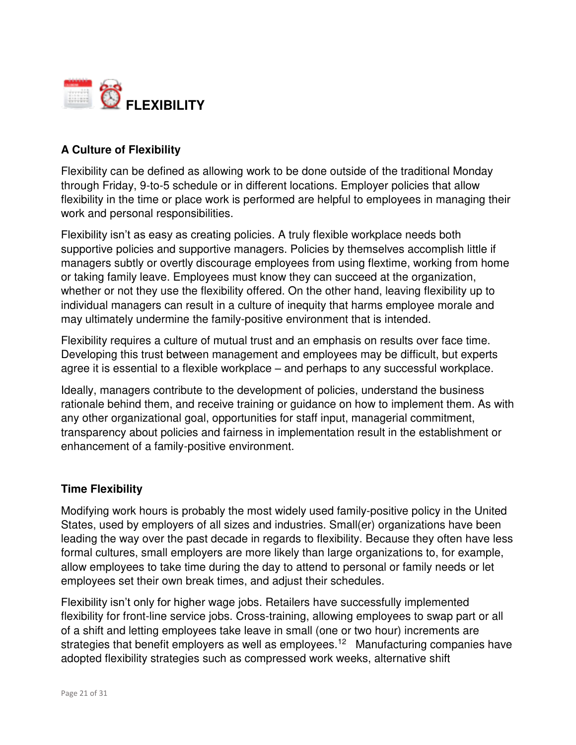# FLEXIBILITY

## A Culture of Flexibility

Flexibility can be defined as allowing work to be done outside of the traditional Monday through Friday, 9-to-5 schedule or in different locations. Employer policies that allow flexibility in the time or place work is performed are helpful to employees in managing their work and personal responsibilities.

Flexibility isn't as easy as creating policies. A truly flexible workplace needs both supportive policies and supportive managers. Policies by themselves accomplish little if managers subtly or overtly discourage employees from using flextime, working from home or taking family leave. Employees must know they can succeed at the organization, whether or not they use the flexibility offered. On the other hand, leaving flexibility up to individual managers can result in a culture of inequity that harms employee morale and may ultimately undermine the family-positive environment that is intended.

Flexibility requires a culture of mutual trust and an emphasis on results over face time. Developing this trust between management and employees may be difficult, but experts agree it is essential to a flexible workplace – and perhaps to any successful workplace.

Ideally, managers contribute to the development of policies, understand the business rationale behind them, and receive training or guidance on how to implement them. As with any other organizational goal, opportunities for staff input, managerial commitment, transparency about policies and fairness in implementation result in the establishment or enhancement of a family-positive environment.

## Time Flexibility

Modifying work hours is probably the most widely used family-positive policy in the United States, used by employers of all sizes and industries. Small(er) organizations have been leading the way over the past decade in regards to flexibility. Because they often have less formal cultures, small employers are more likely than large organizations to, for example, allow employees to take time during the day to attend to personal or family needs or let employees set their own break times, and adjust their schedules.

Flexibility isn't only for higher wage jobs. Retailers have successfully implemented flexibility for front-line service jobs. Cross-training, allowing employees to swap part or all of a shift and letting employees take leave in small (one or two hour) increments are strategies that benefit employers as well as employees.[12] Manufacturing companies have adopted flexibility strategies such as compressed work weeks, alternative shift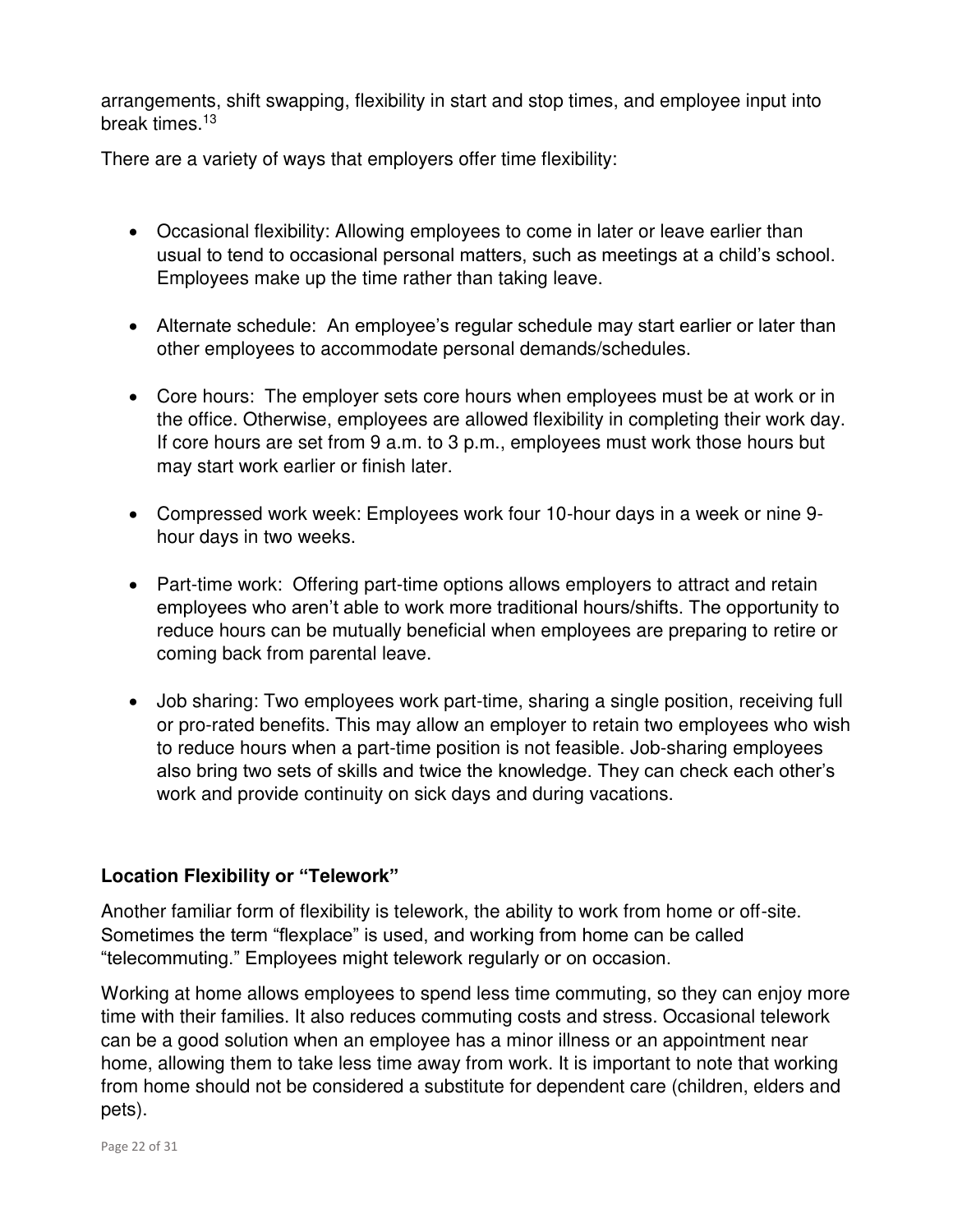arrangements, shift swapping, flexibility in start and stop times, and employee input into break times.[13]

There are a variety of ways that employers offer time flexibility:

- Occasional flexibility: Allowing employees to come in later or leave earlier than usual to tend to occasional personal matters, such as meetings at a child's school. Employees make up the time rather than taking leave.
- Alternate schedule: An employee's regular schedule may start earlier or later than other employees to accommodate personal demands/schedules.
- Core hours: The employer sets core hours when employees must be at work or in the office. Otherwise, employees are allowed flexibility in completing their work day. If core hours are set from 9 a.m. to 3 p.m., employees must work those hours but may start work earlier or finish later.
- Compressed work week: Employees work four 10-hour days in a week or nine 9-hour days in two weeks.
- Part-time work: Offering part-time options allows employers to attract and retain employees who aren't able to work more traditional hours/shifts. The opportunity to reduce hours can be mutually beneficial when employees are preparing to retire or coming back from parental leave.
- Job sharing: Two employees work part-time, sharing a single position, receiving full or pro-rated benefits. This may allow an employer to retain two employees who wish to reduce hours when a part-time position is not feasible. Job-sharing employees also bring two sets of skills and twice the knowledge. They can check each other's work and provide continuity on sick days and during vacations.

**Location Flexibility or "Telework"**

Another familiar form of flexibility is telework, the ability to work from home or off-site. Sometimes the term "flexplace" is used, and working from home can be called "telecommuting." Employees might telework regularly or on occasion.

Working at home allows employees to spend less time commuting, so they can enjoy more time with their families. It also reduces commuting costs and stress. Occasional telework can be a good solution when an employee has a minor illness or an appointment near home, allowing them to take less time away from work. It is important to note that working from home should not be considered a substitute for dependent care (children, elders and pets).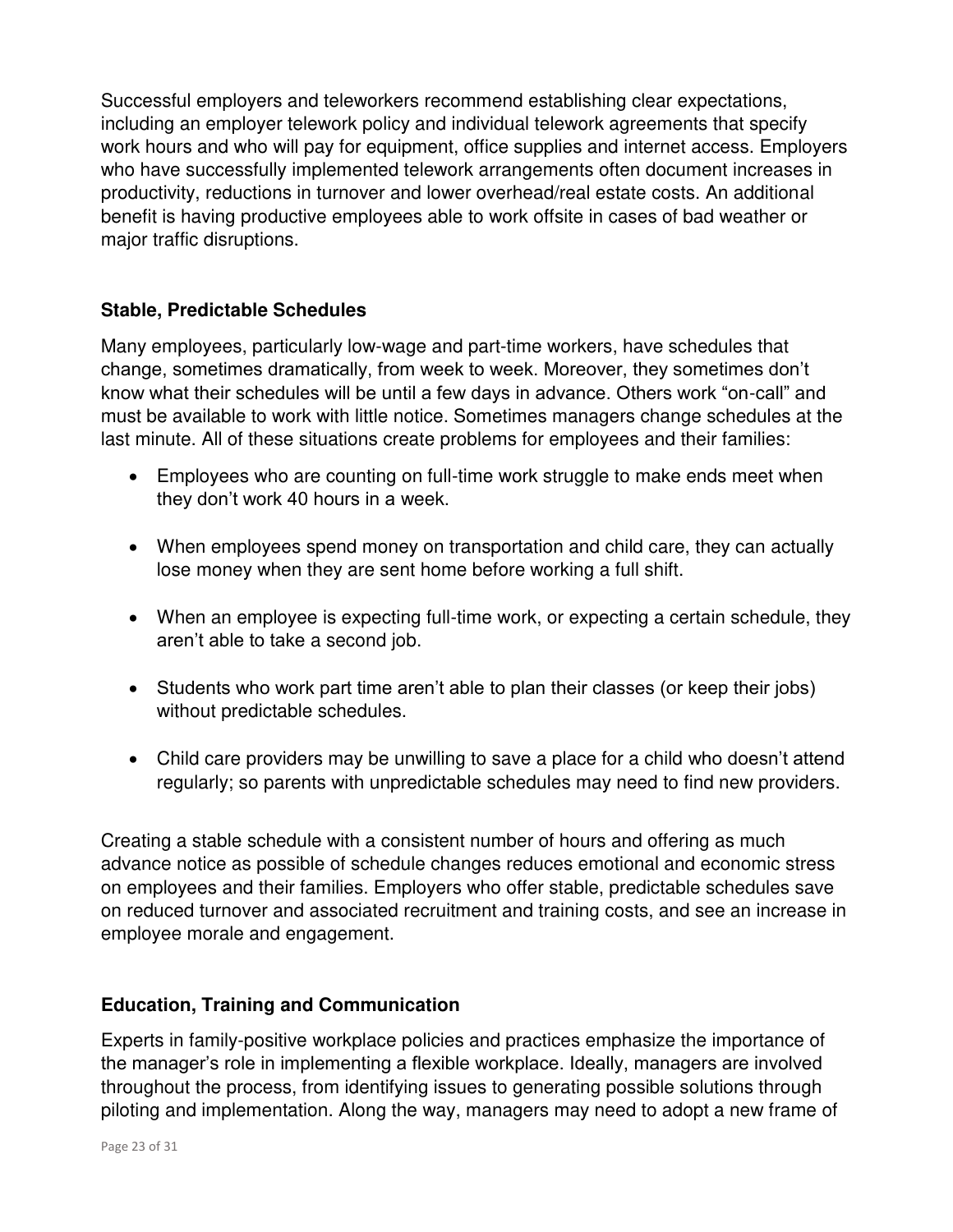Successful employers and teleworkers recommend establishing clear expectations, including an employer telework policy and individual telework agreements that specify work hours and who will pay for equipment, office supplies and internet access. Employers who have successfully implemented telework arrangements often document increases in productivity, reductions in turnover and lower overhead/real estate costs. An additional benefit is having productive employees able to work offsite in cases of bad weather or major traffic disruptions.

### Stable, Predictable Schedules

Many employees, particularly low-wage and part-time workers, have schedules that change, sometimes dramatically, from week to week. Moreover, they sometimes don't know what their schedules will be until a few days in advance. Others work "on-call" and must be available to work with little notice. Sometimes managers change schedules at the last minute. All of these situations create problems for employees and their families:

- Employees who are counting on full-time work struggle to make ends meet when they don't work 40 hours in a week.
- When employees spend money on transportation and child care, they can actually lose money when they are sent home before working a full shift.
- When an employee is expecting full-time work, or expecting a certain schedule, they aren't able to take a second job.
- Students who work part time aren't able to plan their classes (or keep their jobs) without predictable schedules.
- Child care providers may be unwilling to save a place for a child who doesn't attend regularly; so parents with unpredictable schedules may need to find new providers.

Creating a stable schedule with a consistent number of hours and offering as much advance notice as possible of schedule changes reduces emotional and economic stress on employees and their families. Employers who offer stable, predictable schedules save on reduced turnover and associated recruitment and training costs, and see an increase in employee morale and engagement.

### Education, Training and Communication

Experts in family-positive workplace policies and practices emphasize the importance of the manager's role in implementing a flexible workplace. Ideally, managers are involved throughout the process, from identifying issues to generating possible solutions through piloting and implementation. Along the way, managers may need to adopt a new frame of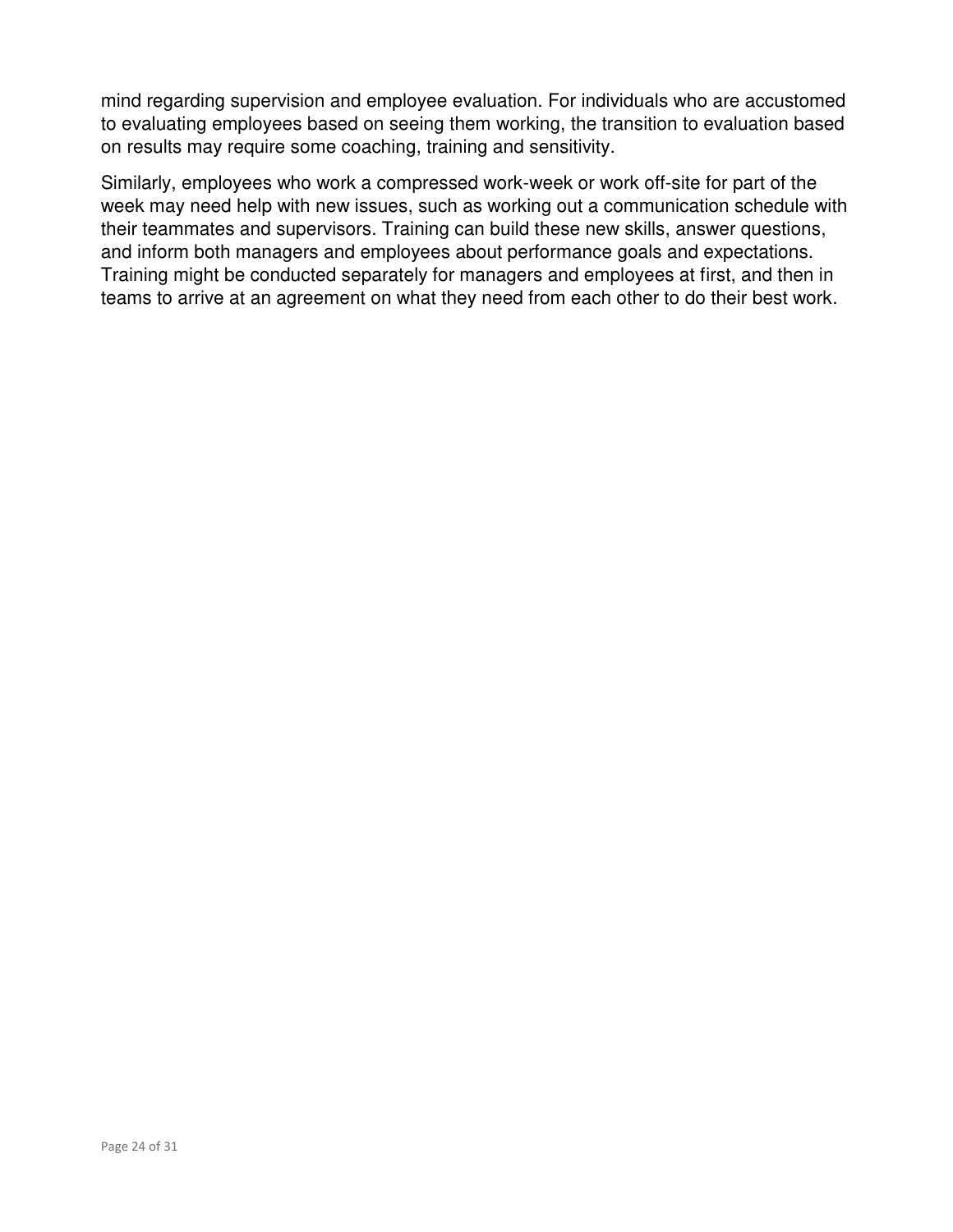mind regarding supervision and employee evaluation. For individuals who are accustomed to evaluating employees based on seeing them working, the transition to evaluation based on results may require some coaching, training and sensitivity.

Similarly, employees who work a compressed work-week or work off-site for part of the week may need help with new issues, such as working out a communication schedule with their teammates and supervisors. Training can build these new skills, answer questions, and inform both managers and employees about performance goals and expectations. Training might be conducted separately for managers and employees at first, and then in teams to arrive at an agreement on what they need from each other to do their best work.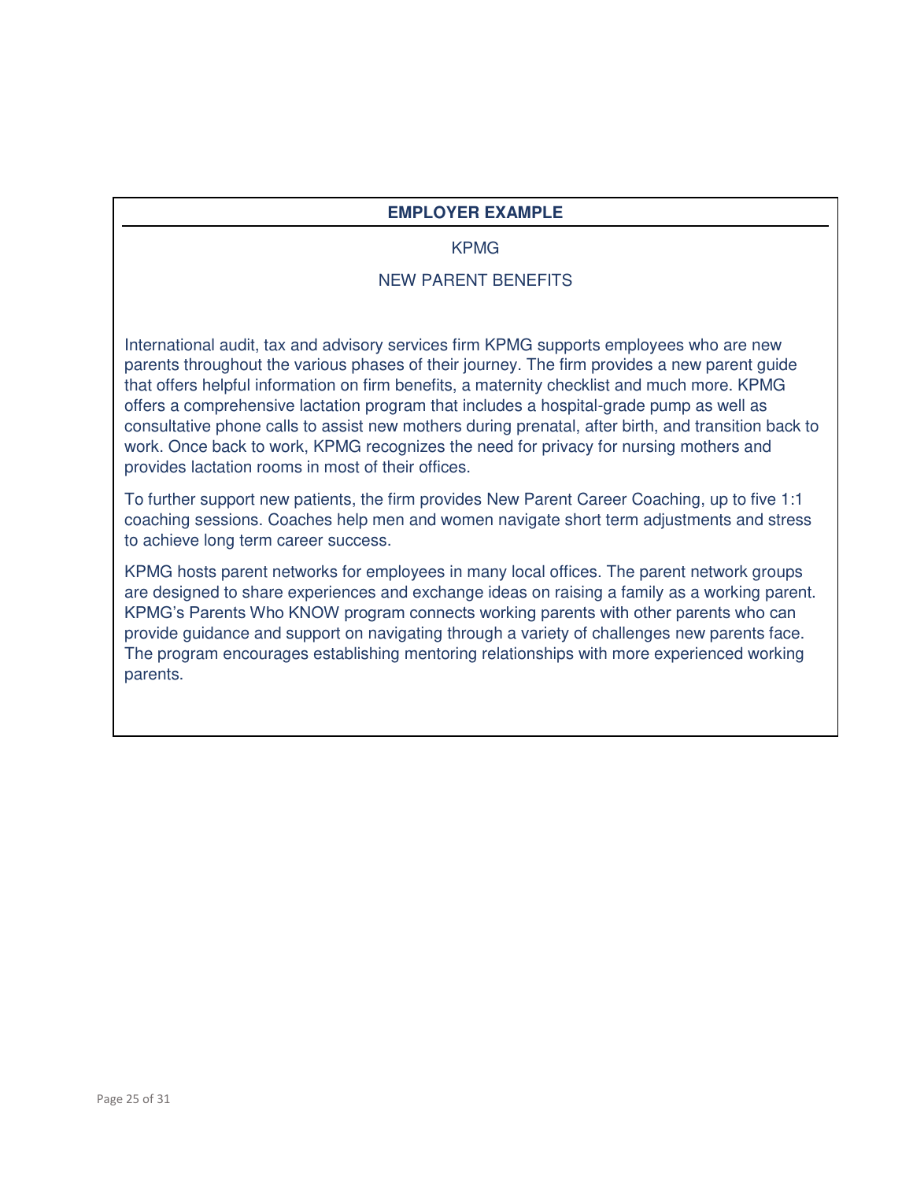## EMPLOYER EXAMPLE

### KPMG

### NEW PARENT BENEFITS

International audit, tax and advisory services firm KPMG supports employees who are new parents throughout the various phases of their journey. The firm provides a new parent guide that offers helpful information on firm benefits, a maternity checklist and much more. KPMG offers a comprehensive lactation program that includes a hospital-grade pump as well as consultative phone calls to assist new mothers during prenatal, after birth, and transition back to work. Once back to work, KPMG recognizes the need for privacy for nursing mothers and provides lactation rooms in most of their offices.

To further support new patients, the firm provides New Parent Career Coaching, up to five 1:1 coaching sessions. Coaches help men and women navigate short term adjustments and stress to achieve long term career success.

KPMG hosts parent networks for employees in many local offices. The parent network groups are designed to share experiences and exchange ideas on raising a family as a working parent. KPMG's Parents Who KNOW program connects working parents with other parents who can provide guidance and support on navigating through a variety of challenges new parents face. The program encourages establishing mentoring relationships with more experienced working parents.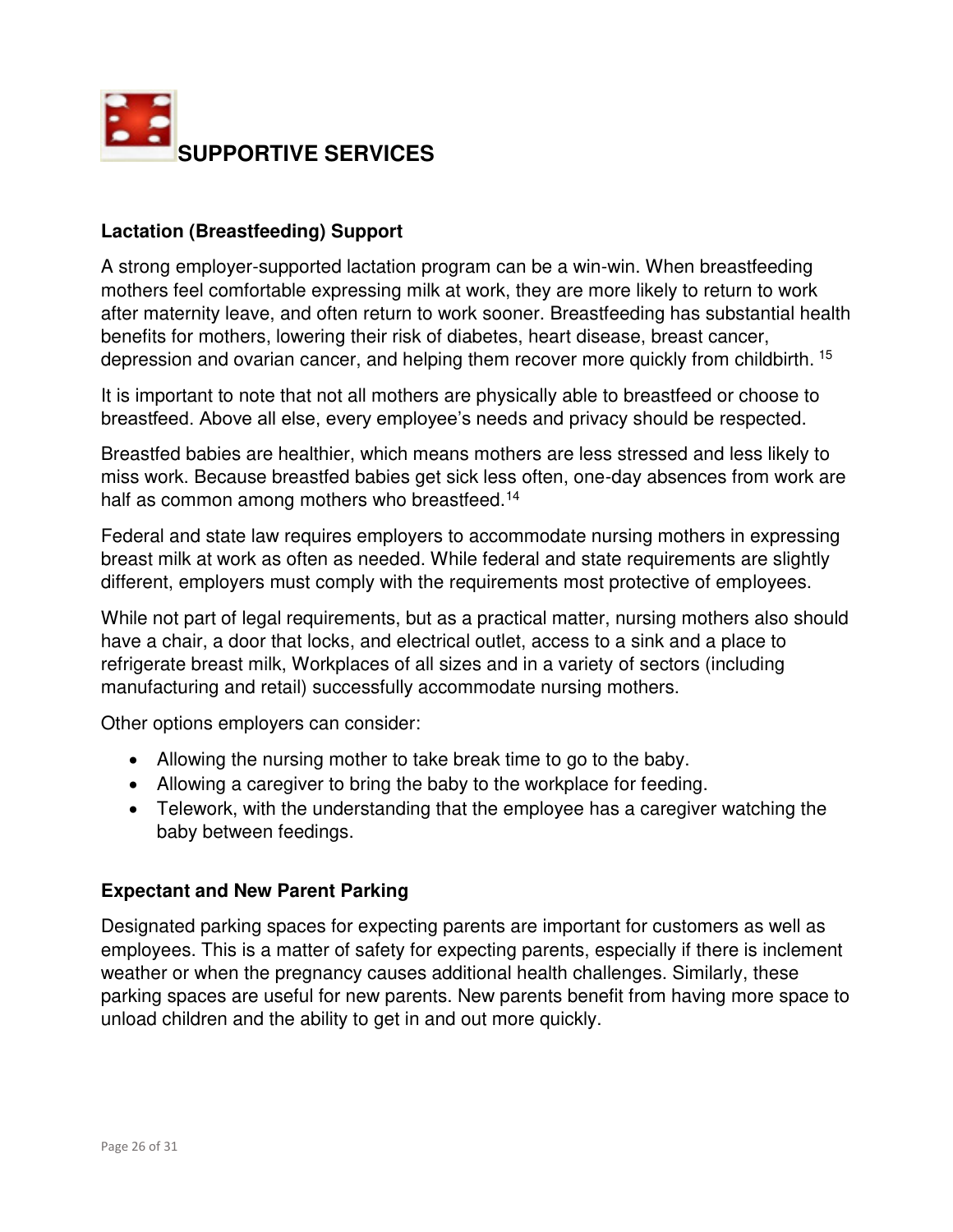# SUPPORTIVE SERVICES

### Lactation (Breastfeeding) Support

A strong employer-supported lactation program can be a win-win. When breastfeeding mothers feel comfortable expressing milk at work, they are more likely to return to work after maternity leave, and often return to work sooner. Breastfeeding has substantial health benefits for mothers, lowering their risk of diabetes, heart disease, breast cancer, depression and ovarian cancer, and helping them recover more quickly from childbirth. [15]

It is important to note that not all mothers are physically able to breastfeed or choose to breastfeed. Above all else, every employee's needs and privacy should be respected.

Breastfed babies are healthier, which means mothers are less stressed and less likely to miss work. Because breastfed babies get sick less often, one-day absences from work are half as common among mothers who breastfeed.[14]

Federal and state law requires employers to accommodate nursing mothers in expressing breast milk at work as often as needed. While federal and state requirements are slightly different, employers must comply with the requirements most protective of employees.

While not part of legal requirements, but as a practical matter, nursing mothers also should have a chair, a door that locks, and electrical outlet, access to a sink and a place to refrigerate breast milk, Workplaces of all sizes and in a variety of sectors (including manufacturing and retail) successfully accommodate nursing mothers.

Other options employers can consider:

- Allowing the nursing mother to take break time to go to the baby.
- Allowing a caregiver to bring the baby to the workplace for feeding.
- Telework, with the understanding that the employee has a caregiver watching the baby between feedings.

### Expectant and New Parent Parking

Designated parking spaces for expecting parents are important for customers as well as employees. This is a matter of safety for expecting parents, especially if there is inclement weather or when the pregnancy causes additional health challenges. Similarly, these parking spaces are useful for new parents. New parents benefit from having more space to unload children and the ability to get in and out more quickly.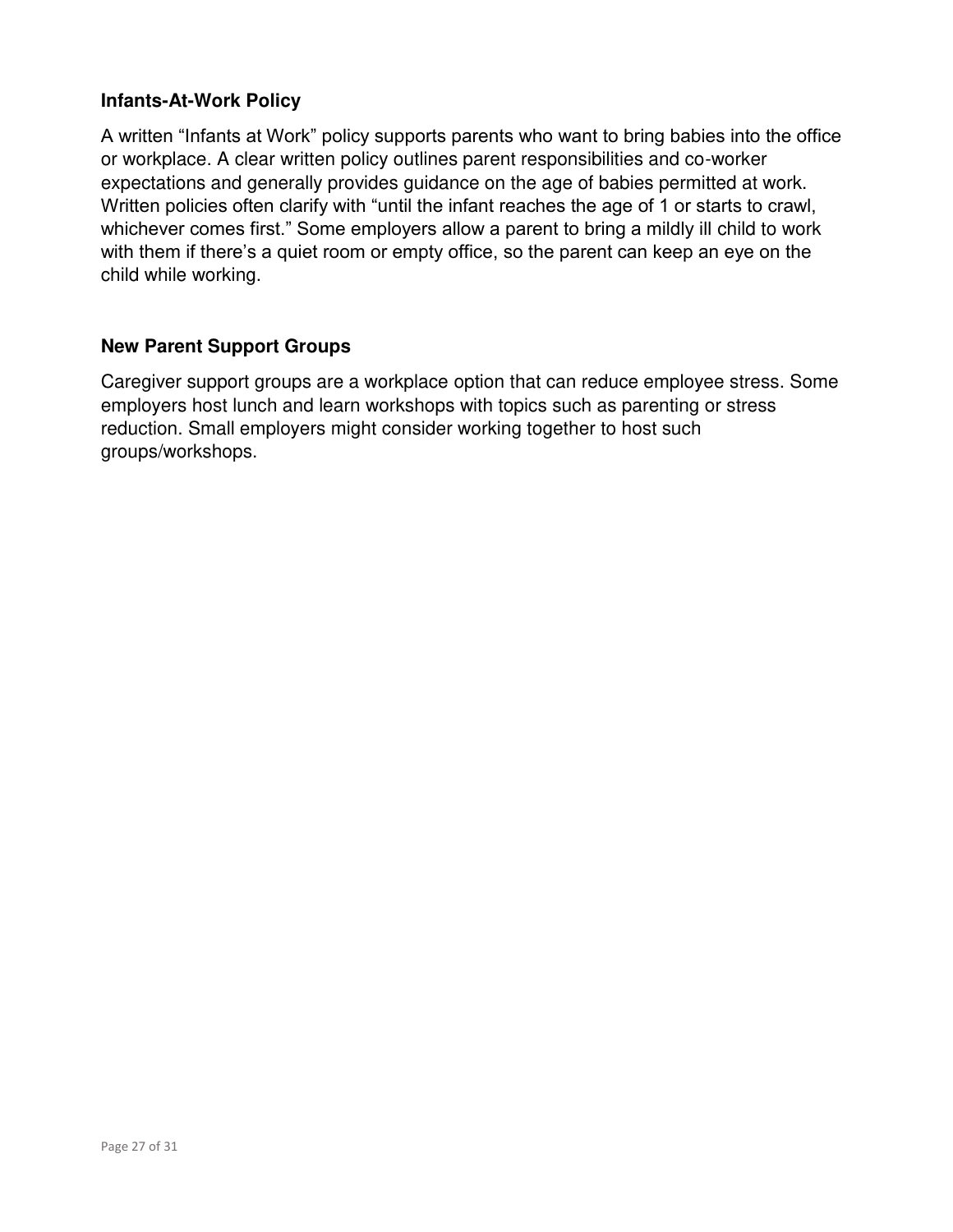### Infants-At-Work Policy

A written “Infants at Work” policy supports parents who want to bring babies into the office or workplace. A clear written policy outlines parent responsibilities and co-worker expectations and generally provides guidance on the age of babies permitted at work. Written policies often clarify with “until the infant reaches the age of 1 or starts to crawl, whichever comes first.” Some employers allow a parent to bring a mildly ill child to work with them if there’s a quiet room or empty office, so the parent can keep an eye on the child while working.

### New Parent Support Groups

Caregiver support groups are a workplace option that can reduce employee stress. Some employers host lunch and learn workshops with topics such as parenting or stress reduction. Small employers might consider working together to host such groups/workshops.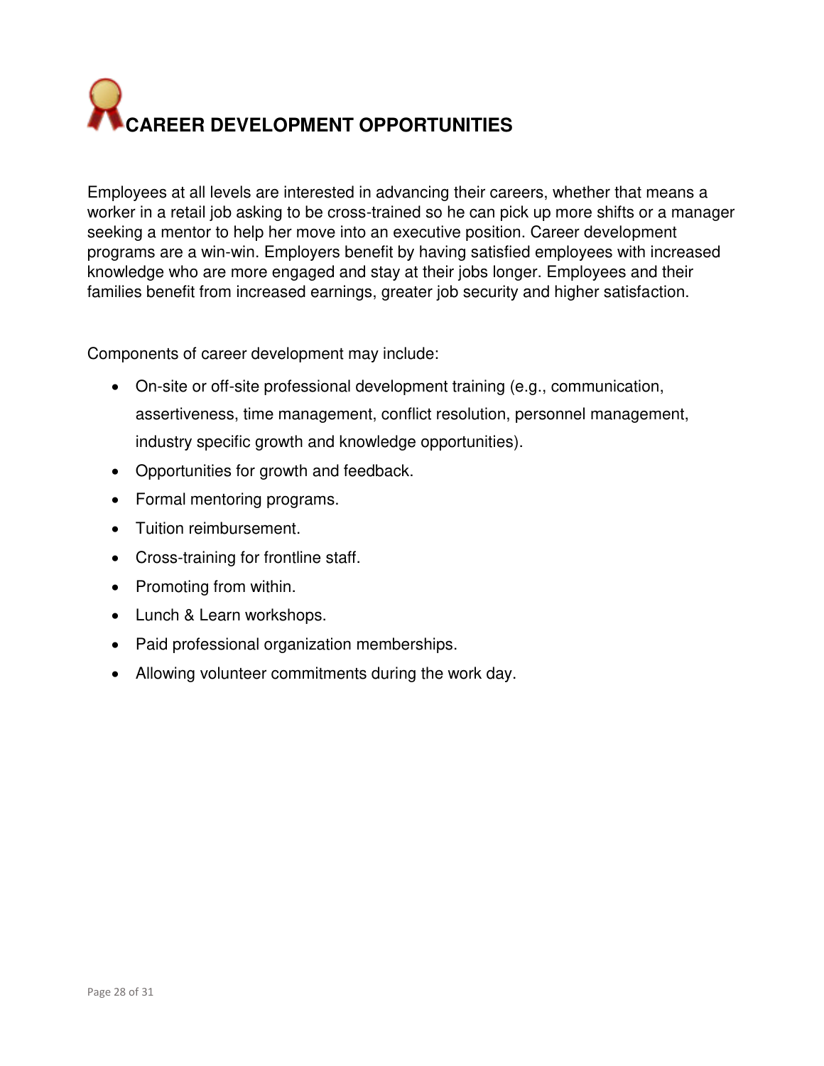# CAREER DEVELOPMENT OPPORTUNITIES

Employees at all levels are interested in advancing their careers, whether that means a worker in a retail job asking to be cross-trained so he can pick up more shifts or a manager seeking a mentor to help her move into an executive position. Career development programs are a win-win. Employers benefit by having satisfied employees with increased knowledge who are more engaged and stay at their jobs longer. Employees and their families benefit from increased earnings, greater job security and higher satisfaction.

Components of career development may include:

- On-site or off-site professional development training (e.g., communication, assertiveness, time management, conflict resolution, personnel management, industry specific growth and knowledge opportunities).
- Opportunities for growth and feedback.
- Formal mentoring programs.
- Tuition reimbursement.
- Cross-training for frontline staff.
- Promoting from within.
- Lunch & Learn workshops.
- Paid professional organization memberships.
- Allowing volunteer commitments during the work day.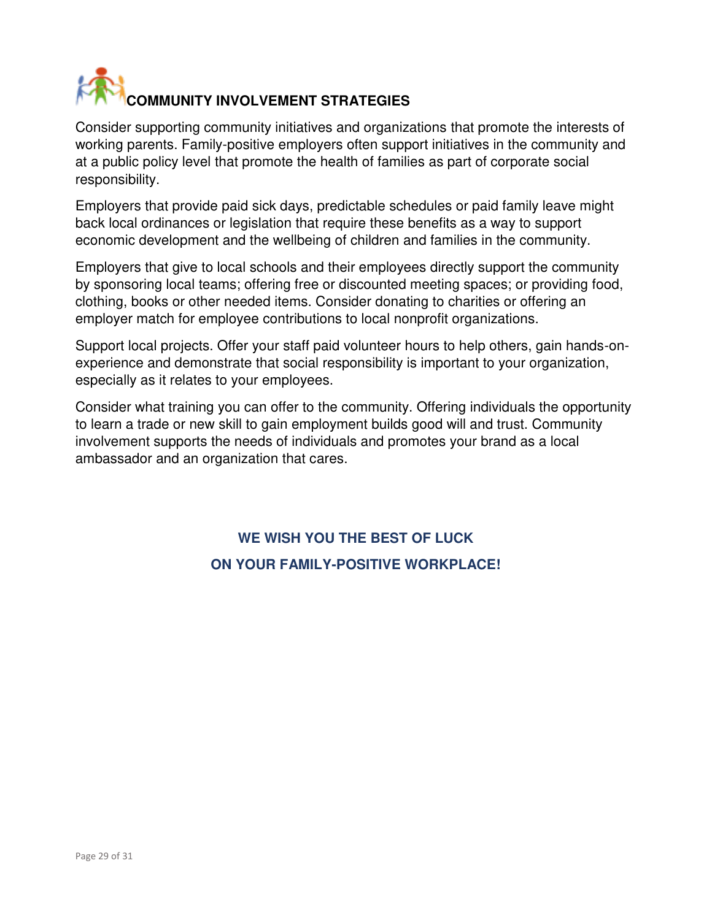## COMMUNITY INVOLVEMENT STRATEGIES

Consider supporting community initiatives and organizations that promote the interests of working parents. Family-positive employers often support initiatives in the community and at a public policy level that promote the health of families as part of corporate social responsibility.

Employers that provide paid sick days, predictable schedules or paid family leave might back local ordinances or legislation that require these benefits as a way to support economic development and the wellbeing of children and families in the community.

Employers that give to local schools and their employees directly support the community by sponsoring local teams; offering free or discounted meeting spaces; or providing food, clothing, books or other needed items. Consider donating to charities or offering an employer match for employee contributions to local nonprofit organizations.

Support local projects. Offer your staff paid volunteer hours to help others, gain hands-on-experience and demonstrate that social responsibility is important to your organization, especially as it relates to your employees.

Consider what training you can offer to the community. Offering individuals the opportunity to learn a trade or new skill to gain employment builds good will and trust. Community involvement supports the needs of individuals and promotes your brand as a local ambassador and an organization that cares.

**WE WISH YOU THE BEST OF LUCK**

**ON YOUR FAMILY-POSITIVE WORKPLACE!**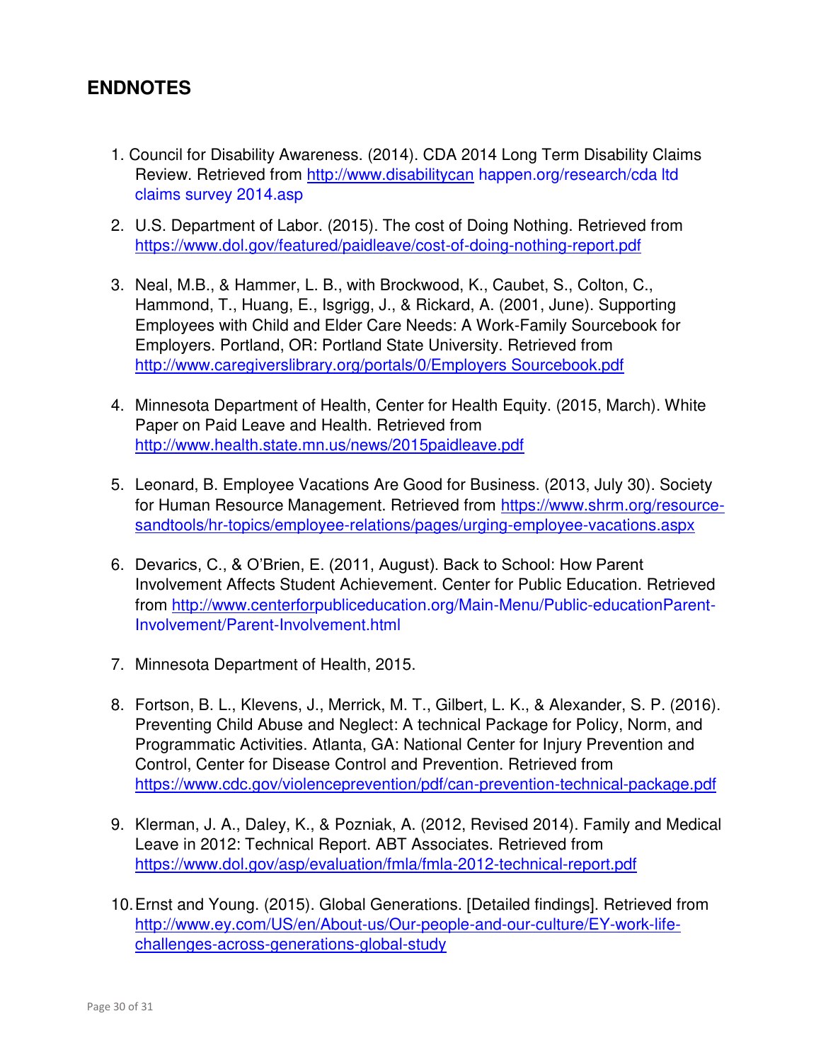## ENDNOTES

1. Council for Disability Awareness. (2014). CDA 2014 Long Term Disability Claims Review. Retrieved from http://www.disabilitycan happen.org/research/cda ltd claims survey 2014.asp

2. U.S. Department of Labor. (2015). The cost of Doing Nothing. Retrieved from https://www.dol.gov/featured/paidleave/cost-of-doing-nothing-report.pdf

3. Neal, M.B., & Hammer, L. B., with Brockwood, K., Caubet, S., Colton, C., Hammond, T., Huang, E., Isgrigg, J., & Rickard, A. (2001, June). Supporting Employees with Child and Elder Care Needs: A Work-Family Sourcebook for Employers. Portland, OR: Portland State University. Retrieved from http://www.caregiverslibrary.org/portals/0/Employers Sourcebook.pdf

4. Minnesota Department of Health, Center for Health Equity. (2015, March). White Paper on Paid Leave and Health. Retrieved from http://www.health.state.mn.us/news/2015paidleave.pdf

5. Leonard, B. Employee Vacations Are Good for Business. (2013, July 30). Society for Human Resource Management. Retrieved from https://www.shrm.org/resource-sandtools/hr-topics/employee-relations/pages/urging-employee-vacations.aspx

6. Devarics, C., & O'Brien, E. (2011, August). Back to School: How Parent Involvement Affects Student Achievement. Center for Public Education. Retrieved from http://www.centerforpubliceducation.org/Main-Menu/Public-educationParent-Involvement/Parent-Involvement.html

7. Minnesota Department of Health, 2015.

8. Fortson, B. L., Klevens, J., Merrick, M. T., Gilbert, L. K., & Alexander, S. P. (2016). Preventing Child Abuse and Neglect: A technical Package for Policy, Norm, and Programmatic Activities. Atlanta, GA: National Center for Injury Prevention and Control, Center for Disease Control and Prevention. Retrieved from https://www.cdc.gov/violenceprevention/pdf/can-prevention-technical-package.pdf

9. Klerman, J. A., Daley, K., & Pozniak, A. (2012, Revised 2014). Family and Medical Leave in 2012: Technical Report. ABT Associates. Retrieved from https://www.dol.gov/asp/evaluation/fmla/fmla-2012-technical-report.pdf

10. Ernst and Young. (2015). Global Generations. [Detailed findings]. Retrieved from http://www.ey.com/US/en/About-us/Our-people-and-our-culture/EY-work-life-challenges-across-generations-global-study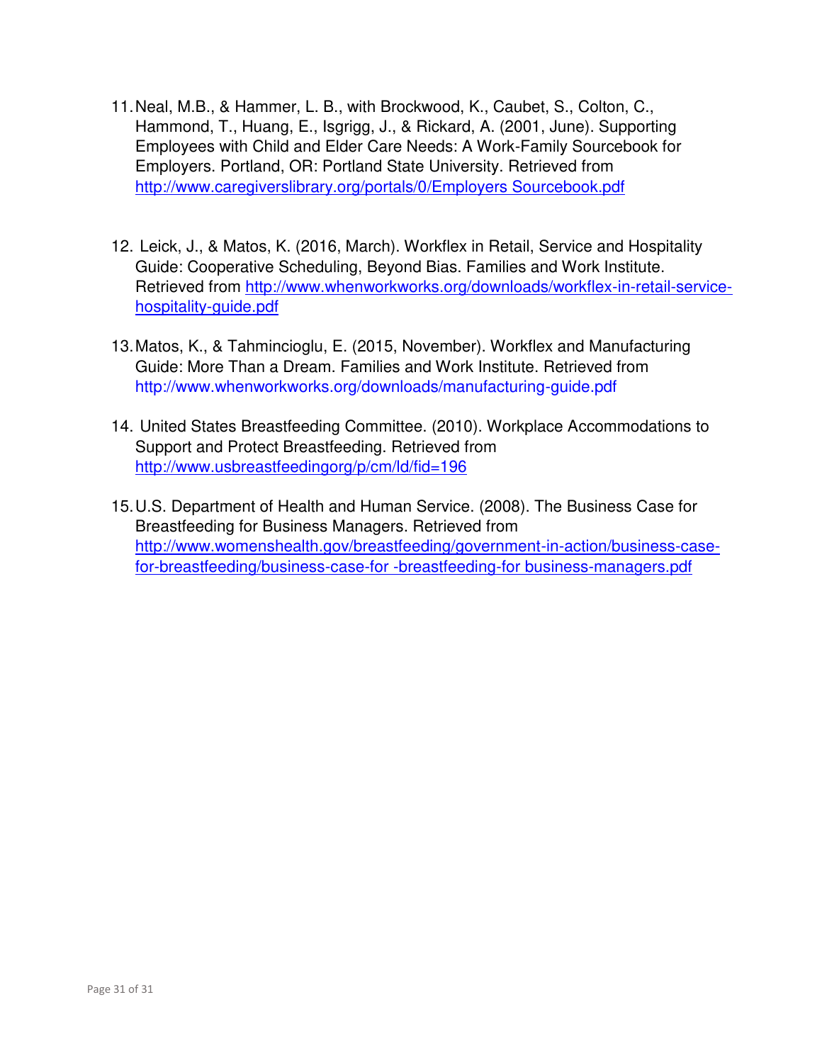11. Neal, M.B., & Hammer, L. B., with Brockwood, K., Caubet, S., Colton, C., Hammond, T., Huang, E., Isgrigg, J., & Rickard, A. (2001, June). Supporting Employees with Child and Elder Care Needs: A Work-Family Sourcebook for Employers. Portland, OR: Portland State University. Retrieved from http://www.caregiverslibrary.org/portals/0/Employers Sourcebook.pdf

12. Leick, J., & Matos, K. (2016, March). Workflex in Retail, Service and Hospitality Guide: Cooperative Scheduling, Beyond Bias. Families and Work Institute. Retrieved from http://www.whenworkworks.org/downloads/workflex-in-retail-service-hospitality-guide.pdf

13. Matos, K., & Tahmincioglu, E. (2015, November). Workflex and Manufacturing Guide: More Than a Dream. Families and Work Institute. Retrieved from http://www.whenworkworks.org/downloads/manufacturing-guide.pdf

14. United States Breastfeeding Committee. (2010). Workplace Accommodations to Support and Protect Breastfeeding. Retrieved from http://www.usbreastfeedingorg/p/cm/ld/fid=196

15. U.S. Department of Health and Human Service. (2008). The Business Case for Breastfeeding for Business Managers. Retrieved from http://www.womenshealth.gov/breastfeeding/government-in-action/business-case-for-breastfeeding/business-case-for -breastfeeding-for business-managers.pdf